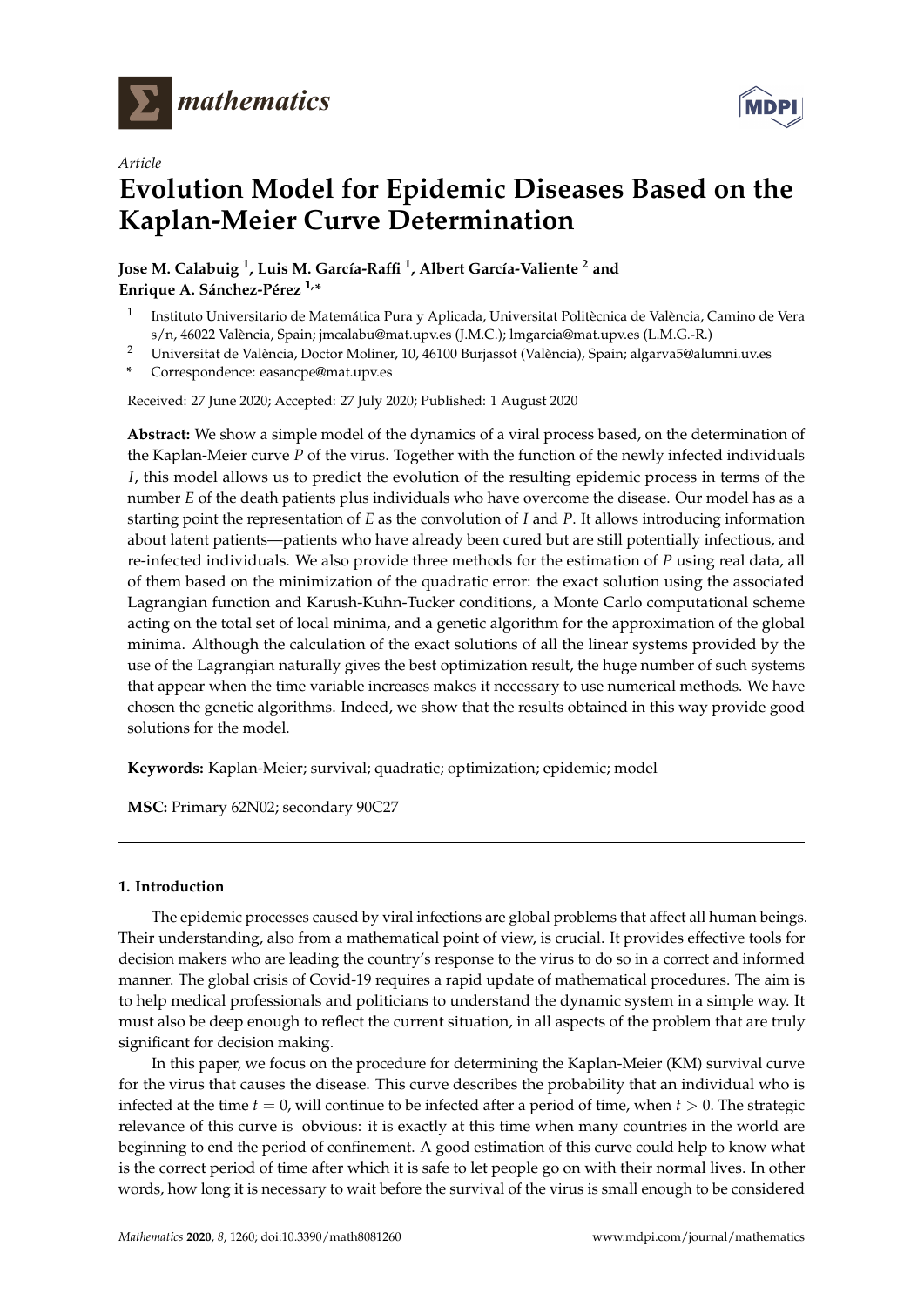*Article*

# Evolution Model for Epidemic Diseases Based on the Kaplan-Meier Curve Determination

**Jose M. Calabuig [1], Luis M. García-Raffi [1], Albert García-Valiente [2] and Enrique A. Sánchez-Pérez [1,*]**

[1] Instituto Universitario de Matemática Pura y Aplicada, Universitat Politècnica de València, Camino de Vera s/n, 46022 València, Spain; jmcalabu@mat.upv.es (J.M.C.); lmgarcia@mat.upv.es (L.M.G.-R.)

[2] Universitat de València, Doctor Moliner, 10, 46100 Burjassot (València), Spain; algarva5@alumni.uv.es

\* Correspondence: easancpe@mat.upv.es

Received: 27 June 2020; Accepted: 27 July 2020; Published: 1 August 2020

**Abstract:** We show a simple model of the dynamics of a viral process based, on the determination of the Kaplan-Meier curve $P$ of the virus. Together with the function of the newly infected individuals $I$, this model allows us to predict the evolution of the resulting epidemic process in terms of the number $E$ of the death patients plus individuals who have overcome the disease. Our model has as a starting point the representation of $E$ as the convolution of $I$ and $P$. It allows introducing information about latent patients—patients who have already been cured but are still potentially infectious, and re-infected individuals. We also provide three methods for the estimation of $P$ using real data, all of them based on the minimization of the quadratic error: the exact solution using the associated Lagrangian function and Karush-Kuhn-Tucker conditions, a Monte Carlo computational scheme acting on the total set of local minima, and a genetic algorithm for the approximation of the global minima. Although the calculation of the exact solutions of all the linear systems provided by the use of the Lagrangian naturally gives the best optimization result, the huge number of such systems that appear when the time variable increases makes it necessary to use numerical methods. We have chosen the genetic algorithms. Indeed, we show that the results obtained in this way provide good solutions for the model.

**Keywords:** Kaplan-Meier; survival; quadratic; optimization; epidemic; model

**MSC:** Primary 62N02; secondary 90C27

## 1. Introduction

The epidemic processes caused by viral infections are global problems that affect all human beings. Their understanding, also from a mathematical point of view, is crucial. It provides effective tools for decision makers who are leading the country's response to the virus to do so in a correct and informed manner. The global crisis of Covid-19 requires a rapid update of mathematical procedures. The aim is to help medical professionals and politicians to understand the dynamic system in a simple way. It must also be deep enough to reflect the current situation, in all aspects of the problem that are truly significant for decision making.

In this paper, we focus on the procedure for determining the Kaplan-Meier (KM) survival curve for the virus that causes the disease. This curve describes the probability that an individual who is infected at the time $t = 0$, will continue to be infected after a period of time, when $t > 0$. The strategic relevance of this curve is obvious: it is exactly at this time when many countries in the world are beginning to end the period of confinement. A good estimation of this curve could help to know what is the correct period of time after which it is safe to let people go on with their normal lives. In other words, how long it is necessary to wait before the survival of the virus is small enough to be considered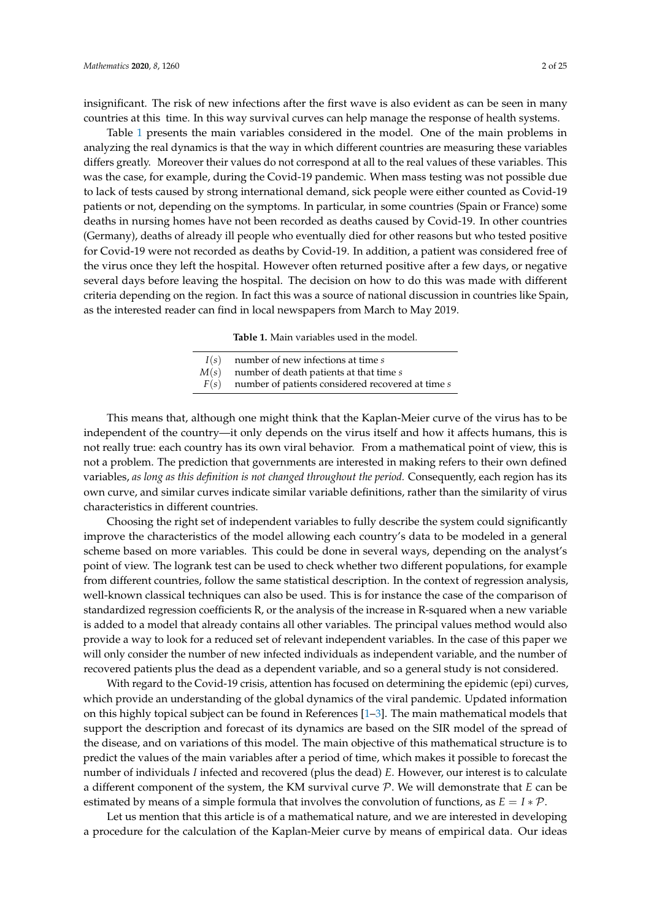insignificant. The risk of new infections after the first wave is also evident as can be seen in many countries at this time. In this way survival curves can help manage the response of health systems.

Table 1 presents the main variables considered in the model. One of the main problems in analyzing the real dynamics is that the way in which different countries are measuring these variables differs greatly. Moreover their values do not correspond at all to the real values of these variables. This was the case, for example, during the Covid-19 pandemic. When mass testing was not possible due to lack of tests caused by strong international demand, sick people were either counted as Covid-19 patients or not, depending on the symptoms. In particular, in some countries (Spain or France) some deaths in nursing homes have not been recorded as deaths caused by Covid-19. In other countries (Germany), deaths of already ill people who eventually died for other reasons but who tested positive for Covid-19 were not recorded as deaths by Covid-19. In addition, a patient was considered free of the virus once they left the hospital. However often returned positive after a few days, or negative several days before leaving the hospital. The decision on how to do this was made with different criteria depending on the region. In fact this was a source of national discussion in countries like Spain, as the interested reader can find in local newspapers from March to May 2019.

**Table 1.** Main variables used in the model.

| | |
|---|---|
| $I(s)$ | number of new infections at time $s$ |
| $M(s)$ | number of death patients at that time $s$ |
| $F(s)$ | number of patients considered recovered at time $s$ |

This means that, although one might think that the Kaplan-Meier curve of the virus has to be independent of the country—it only depends on the virus itself and how it affects humans, this is not really true: each country has its own viral behavior. From a mathematical point of view, this is not a problem. The prediction that governments are interested in making refers to their own defined variables, *as long as this definition is not changed throughout the period*. Consequently, each region has its own curve, and similar curves indicate similar variable definitions, rather than the similarity of virus characteristics in different countries.

Choosing the right set of independent variables to fully describe the system could significantly improve the characteristics of the model allowing each country's data to be modeled in a general scheme based on more variables. This could be done in several ways, depending on the analyst's point of view. The logrank test can be used to check whether two different populations, for example from different countries, follow the same statistical description. In the context of regression analysis, well-known classical techniques can also be used. This is for instance the case of the comparison of standardized regression coefficients R, or the analysis of the increase in R-squared when a new variable is added to a model that already contains all other variables. The principal values method would also provide a way to look for a reduced set of relevant independent variables. In the case of this paper we will only consider the number of new infected individuals as independent variable, and the number of recovered patients plus the dead as a dependent variable, and so a general study is not considered.

With regard to the Covid-19 crisis, attention has focused on determining the epidemic (epi) curves, which provide an understanding of the global dynamics of the viral pandemic. Updated information on this highly topical subject can be found in References [1–3]. The main mathematical models that support the description and forecast of its dynamics are based on the SIR model of the spread of the disease, and on variations of this model. The main objective of this mathematical structure is to predict the values of the main variables after a period of time, which makes it possible to forecast the number of individuals $I$ infected and recovered (plus the dead) $E$. However, our interest is to calculate a different component of the system, the KM survival curve $\mathcal{P}$. We will demonstrate that $E$ can be estimated by means of a simple formula that involves the convolution of functions, as $E = I * \mathcal{P}$.

Let us mention that this article is of a mathematical nature, and we are interested in developing a procedure for the calculation of the Kaplan-Meier curve by means of empirical data. Our ideas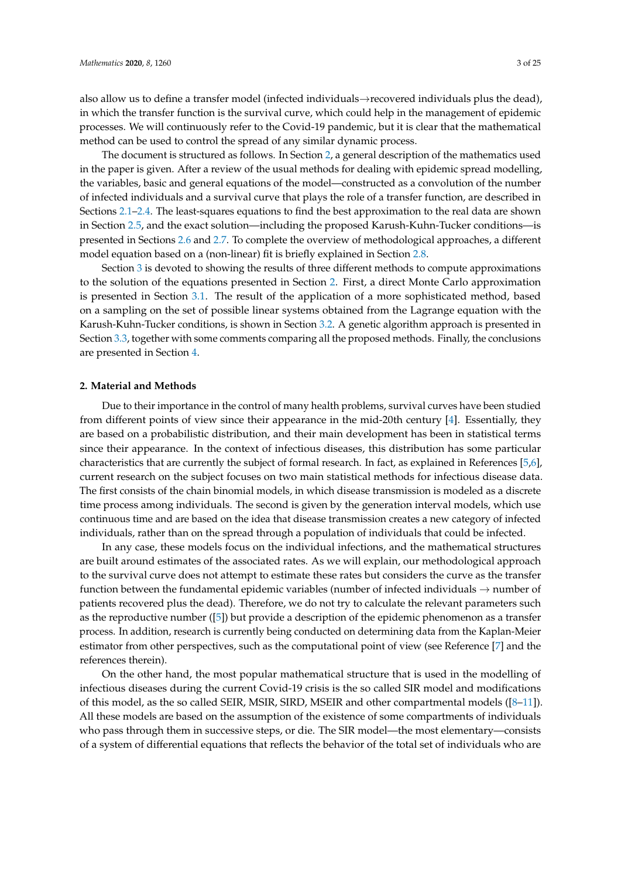also allow us to define a transfer model (infected individuals→recovered individuals plus the dead), in which the transfer function is the survival curve, which could help in the management of epidemic processes. We will continuously refer to the Covid-19 pandemic, but it is clear that the mathematical method can be used to control the spread of any similar dynamic process.

The document is structured as follows. In Section 2, a general description of the mathematics used in the paper is given. After a review of the usual methods for dealing with epidemic spread modelling, the variables, basic and general equations of the model—constructed as a convolution of the number of infected individuals and a survival curve that plays the role of a transfer function, are described in Sections 2.1–2.4. The least-squares equations to find the best approximation to the real data are shown in Section 2.5, and the exact solution—including the proposed Karush-Kuhn-Tucker conditions—is presented in Sections 2.6 and 2.7. To complete the overview of methodological approaches, a different model equation based on a (non-linear) fit is briefly explained in Section 2.8.

Section 3 is devoted to showing the results of three different methods to compute approximations to the solution of the equations presented in Section 2. First, a direct Monte Carlo approximation is presented in Section 3.1. The result of the application of a more sophisticated method, based on a sampling on the set of possible linear systems obtained from the Lagrange equation with the Karush-Kuhn-Tucker conditions, is shown in Section 3.2. A genetic algorithm approach is presented in Section 3.3, together with some comments comparing all the proposed methods. Finally, the conclusions are presented in Section 4.

## 2. Material and Methods

Due to their importance in the control of many health problems, survival curves have been studied from different points of view since their appearance in the mid-20th century [4]. Essentially, they are based on a probabilistic distribution, and their main development has been in statistical terms since their appearance. In the context of infectious diseases, this distribution has some particular characteristics that are currently the subject of formal research. In fact, as explained in References [5,6], current research on the subject focuses on two main statistical methods for infectious disease data. The first consists of the chain binomial models, in which disease transmission is modeled as a discrete time process among individuals. The second is given by the generation interval models, which use continuous time and are based on the idea that disease transmission creates a new category of infected individuals, rather than on the spread through a population of individuals that could be infected.

In any case, these models focus on the individual infections, and the mathematical structures are built around estimates of the associated rates. As we will explain, our methodological approach to the survival curve does not attempt to estimate these rates but considers the curve as the transfer function between the fundamental epidemic variables (number of infected individuals → number of patients recovered plus the dead). Therefore, we do not try to calculate the relevant parameters such as the reproductive number ([5]) but provide a description of the epidemic phenomenon as a transfer process. In addition, research is currently being conducted on determining data from the Kaplan-Meier estimator from other perspectives, such as the computational point of view (see Reference [7] and the references therein).

On the other hand, the most popular mathematical structure that is used in the modelling of infectious diseases during the current Covid-19 crisis is the so called SIR model and modifications of this model, as the so called SEIR, MSIR, SIRD, MSEIR and other compartmental models ([8–11]). All these models are based on the assumption of the existence of some compartments of individuals who pass through them in successive steps, or die. The SIR model—the most elementary—consists of a system of differential equations that reflects the behavior of the total set of individuals who are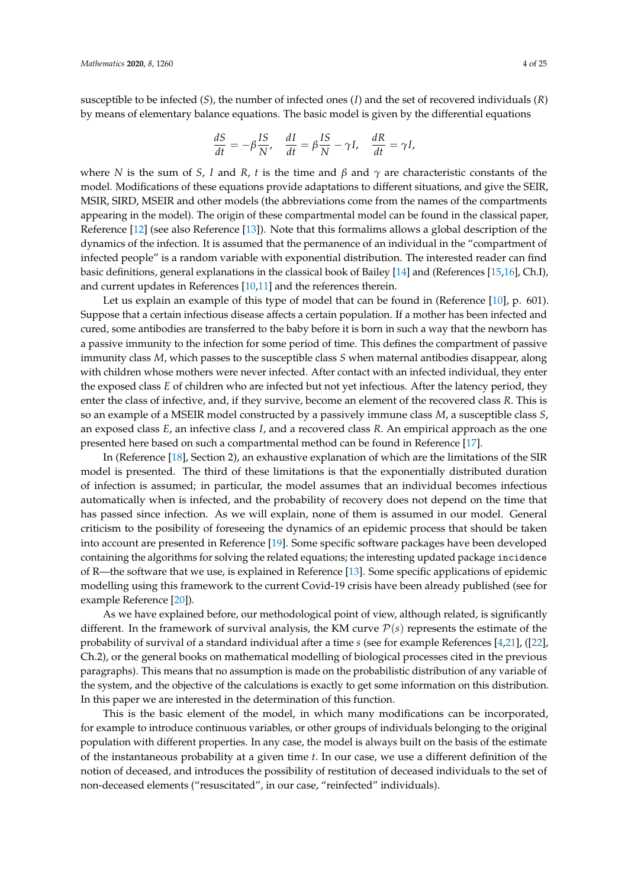susceptible to be infected ($S$), the number of infected ones ($I$) and the set of recovered individuals ($R$) by means of elementary balance equations. The basic model is given by the differential equations

$$\frac{dS}{dt} = -\beta \frac{IS}{N}, \quad \frac{dI}{dt} = \beta \frac{IS}{N} - \gamma I, \quad \frac{dR}{dt} = \gamma I,$$

where $N$ is the sum of $S$, $I$ and $R$, $t$ is the time and $\beta$ and $\gamma$ are characteristic constants of the model. Modifications of these equations provide adaptations to different situations, and give the SEIR, MSIR, SIRD, MSEIR and other models (the abbreviations come from the names of the compartments appearing in the model). The origin of these compartmental model can be found in the classical paper, Reference [12] (see also Reference [13]). Note that this formalims allows a global description of the dynamics of the infection. It is assumed that the permanence of an individual in the "compartment of infected people" is a random variable with exponential distribution. The interested reader can find basic definitions, general explanations in the classical book of Bailey [14] and (References [15,16], Ch.I), and current updates in References [10,11] and the references therein.

Let us explain an example of this type of model that can be found in (Reference [10], p. 601). Suppose that a certain infectious disease affects a certain population. If a mother has been infected and cured, some antibodies are transferred to the baby before it is born in such a way that the newborn has a passive immunity to the infection for some period of time. This defines the compartment of passive immunity class $M$, which passes to the susceptible class $S$ when maternal antibodies disappear, along with children whose mothers were never infected. After contact with an infected individual, they enter the exposed class $E$ of children who are infected but not yet infectious. After the latency period, they enter the class of infective, and, if they survive, become an element of the recovered class $R$. This is so an example of a MSEIR model constructed by a passively immune class $M$, a susceptible class $S$, an exposed class $E$, an infective class $I$, and a recovered class $R$. An empirical approach as the one presented here based on such a compartmental method can be found in Reference [17].

In (Reference [18], Section 2), an exhaustive explanation of which are the limitations of the SIR model is presented. The third of these limitations is that the exponentially distributed duration of infection is assumed; in particular, the model assumes that an individual becomes infectious automatically when is infected, and the probability of recovery does not depend on the time that has passed since infection. As we will explain, none of them is assumed in our model. General criticism to the posibility of foreseeing the dynamics of an epidemic process that should be taken into account are presented in Reference [19]. Some specific software packages have been developed containing the algorithms for solving the related equations; the interesting updated package `incidence` of R—the software that we use, is explained in Reference [13]. Some specific applications of epidemic modelling using this framework to the current Covid-19 crisis have been already published (see for example Reference [20]).

As we have explained before, our methodological point of view, although related, is significantly different. In the framework of survival analysis, the KM curve $\mathcal{P}(s)$ represents the estimate of the probability of survival of a standard individual after a time $s$ (see for example References [4,21], ([22], Ch.2), or the general books on mathematical modelling of biological processes cited in the previous paragraphs). This means that no assumption is made on the probabilistic distribution of any variable of the system, and the objective of the calculations is exactly to get some information on this distribution. In this paper we are interested in the determination of this function.

This is the basic element of the model, in which many modifications can be incorporated, for example to introduce continuous variables, or other groups of individuals belonging to the original population with different properties. In any case, the model is always built on the basis of the estimate of the instantaneous probability at a given time $t$. In our case, we use a different definition of the notion of deceased, and introduces the possibility of restitution of deceased individuals to the set of non-deceased elements ("resuscitated", in our case, "reinfected" individuals).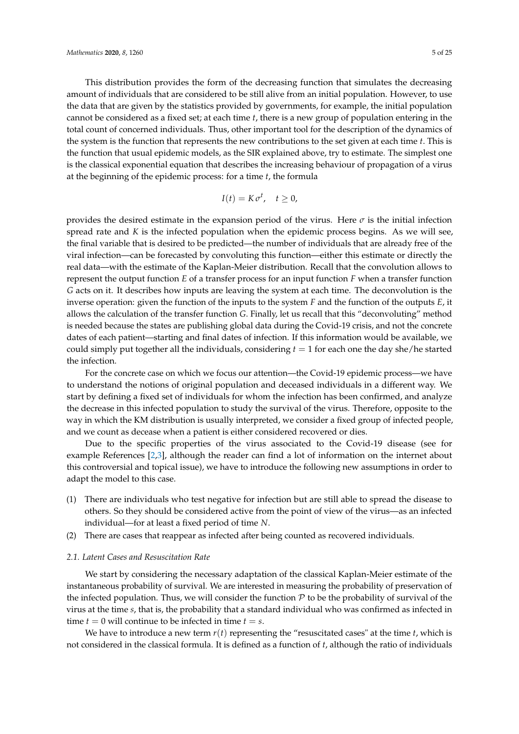This distribution provides the form of the decreasing function that simulates the decreasing amount of individuals that are considered to be still alive from an initial population. However, to use the data that are given by the statistics provided by governments, for example, the initial population cannot be considered as a fixed set; at each time $t$, there is a new group of population entering in the total count of concerned individuals. Thus, other important tool for the description of the dynamics of the system is the function that represents the new contributions to the set given at each time $t$. This is the function that usual epidemic models, as the SIR explained above, try to estimate. The simplest one is the classical exponential equation that describes the increasing behaviour of propagation of a virus at the beginning of the epidemic process: for a time $t$, the formula

$$I(t) = K\,\sigma^t, \quad t \geq 0,$$

provides the desired estimate in the expansion period of the virus. Here $\sigma$ is the initial infection spread rate and $K$ is the infected population when the epidemic process begins. As we will see, the final variable that is desired to be predicted—the number of individuals that are already free of the viral infection—can be forecasted by convoluting this function—either this estimate or directly the real data—with the estimate of the Kaplan-Meier distribution. Recall that the convolution allows to represent the output function $E$ of a transfer process for an input function $F$ when a transfer function $G$ acts on it. It describes how inputs are leaving the system at each time. The deconvolution is the inverse operation: given the function of the inputs to the system $F$ and the function of the outputs $E$, it allows the calculation of the transfer function $G$. Finally, let us recall that this "deconvoluting" method is needed because the states are publishing global data during the Covid-19 crisis, and not the concrete dates of each patient—starting and final dates of infection. If this information would be available, we could simply put together all the individuals, considering $t = 1$ for each one the day she/he started the infection.

For the concrete case on which we focus our attention—the Covid-19 epidemic process—we have to understand the notions of original population and deceased individuals in a different way. We start by defining a fixed set of individuals for whom the infection has been confirmed, and analyze the decrease in this infected population to study the survival of the virus. Therefore, opposite to the way in which the KM distribution is usually interpreted, we consider a fixed group of infected people, and we count as decease when a patient is either considered recovered or dies.

Due to the specific properties of the virus associated to the Covid-19 disease (see for example References [2,3], although the reader can find a lot of information on the internet about this controversial and topical issue), we have to introduce the following new assumptions in order to adapt the model to this case.

(1) There are individuals who test negative for infection but are still able to spread the disease to others. So they should be considered active from the point of view of the virus—as an infected individual—for at least a fixed period of time $N$.

(2) There are cases that reappear as infected after being counted as recovered individuals.

### 2.1. Latent Cases and Resuscitation Rate

We start by considering the necessary adaptation of the classical Kaplan-Meier estimate of the instantaneous probability of survival. We are interested in measuring the probability of preservation of the infected population. Thus, we will consider the function $\mathcal{P}$ to be the probability of survival of the virus at the time $s$, that is, the probability that a standard individual who was confirmed as infected in time $t = 0$ will continue to be infected in time $t = s$.

We have to introduce a new term $r(t)$ representing the "resuscitated cases" at the time $t$, which is not considered in the classical formula. It is defined as a function of $t$, although the ratio of individuals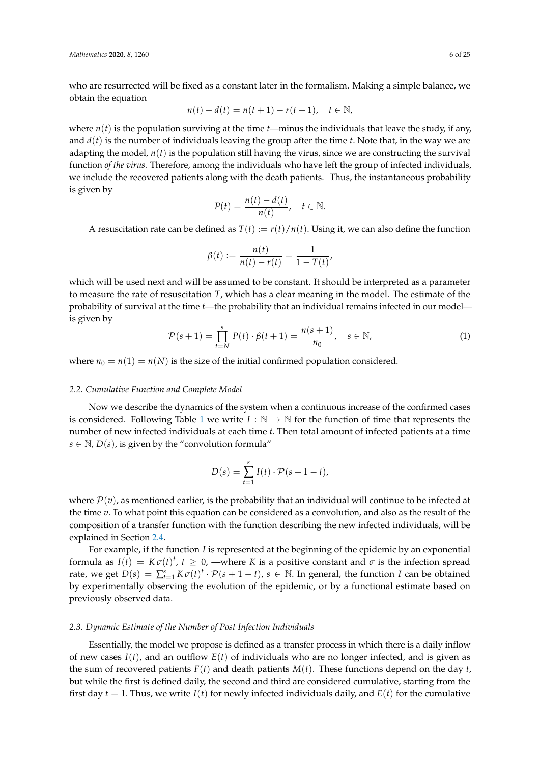who are resurrected will be fixed as a constant later in the formalism. Making a simple balance, we obtain the equation

$$n(t) - d(t) = n(t+1) - r(t+1), \quad t \in \mathbb{N},$$

where $n(t)$ is the population surviving at the time $t$—minus the individuals that leave the study, if any, and $d(t)$ is the number of individuals leaving the group after the time $t$. Note that, in the way we are adapting the model, $n(t)$ is the population still having the virus, since we are constructing the survival function *of the virus.* Therefore, among the individuals who have left the group of infected individuals, we include the recovered patients along with the death patients. Thus, the instantaneous probability is given by

$$P(t) = \frac{n(t) - d(t)}{n(t)}, \quad t \in \mathbb{N}.$$

A resuscitation rate can be defined as $T(t) := r(t)/n(t)$. Using it, we can also define the function

$$\beta(t) := \frac{n(t)}{n(t) - r(t)} = \frac{1}{1 - T(t)},$$

which will be used next and will be assumed to be constant. It should be interpreted as a parameter to measure the rate of resuscitation $T$, which has a clear meaning in the model. The estimate of the probability of survival at the time $t$—the probability that an individual remains infected in our model—is given by

$$\mathcal{P}(s+1) = \prod_{t=N}^{s} P(t) \cdot \beta(t+1) = \frac{n(s+1)}{n_0}, \quad s \in \mathbb{N}, \tag{1}$$

where $n_0 = n(1) = n(N)$ is the size of the initial confirmed population considered.

### 2.2. Cumulative Function and Complete Model

Now we describe the dynamics of the system when a continuous increase of the confirmed cases is considered. Following Table 1 we write $I : \mathbb{N} \to \mathbb{N}$ for the function of time that represents the number of new infected individuals at each time $t$. Then total amount of infected patients at a time $s \in \mathbb{N}$, $D(s)$, is given by the "convolution formula"

$$D(s) = \sum_{t=1}^{s} I(t) \cdot \mathcal{P}(s+1-t),$$

where $\mathcal{P}(v)$, as mentioned earlier, is the probability that an individual will continue to be infected at the time $v$. To what point this equation can be considered as a convolution, and also as the result of the composition of a transfer function with the function describing the new infected individuals, will be explained in Section 2.4.

For example, if the function $I$ is represented at the beginning of the epidemic by an exponential formula as $I(t) = K\sigma(t)^t$, $t \geq 0$, —where $K$ is a positive constant and $\sigma$ is the infection spread rate, we get $D(s) = \sum_{t=1}^{s} K\sigma(t)^t \cdot \mathcal{P}(s+1-t)$, $s \in \mathbb{N}$. In general, the function $I$ can be obtained by experimentally observing the evolution of the epidemic, or by a functional estimate based on previously observed data.

### 2.3. Dynamic Estimate of the Number of Post Infection Individuals

Essentially, the model we propose is defined as a transfer process in which there is a daily inflow of new cases $I(t)$, and an outflow $E(t)$ of individuals who are no longer infected, and is given as the sum of recovered patients $F(t)$ and death patients $M(t)$. These functions depend on the day $t$, but while the first is defined daily, the second and third are considered cumulative, starting from the first day $t = 1$. Thus, we write $I(t)$ for newly infected individuals daily, and $E(t)$ for the cumulative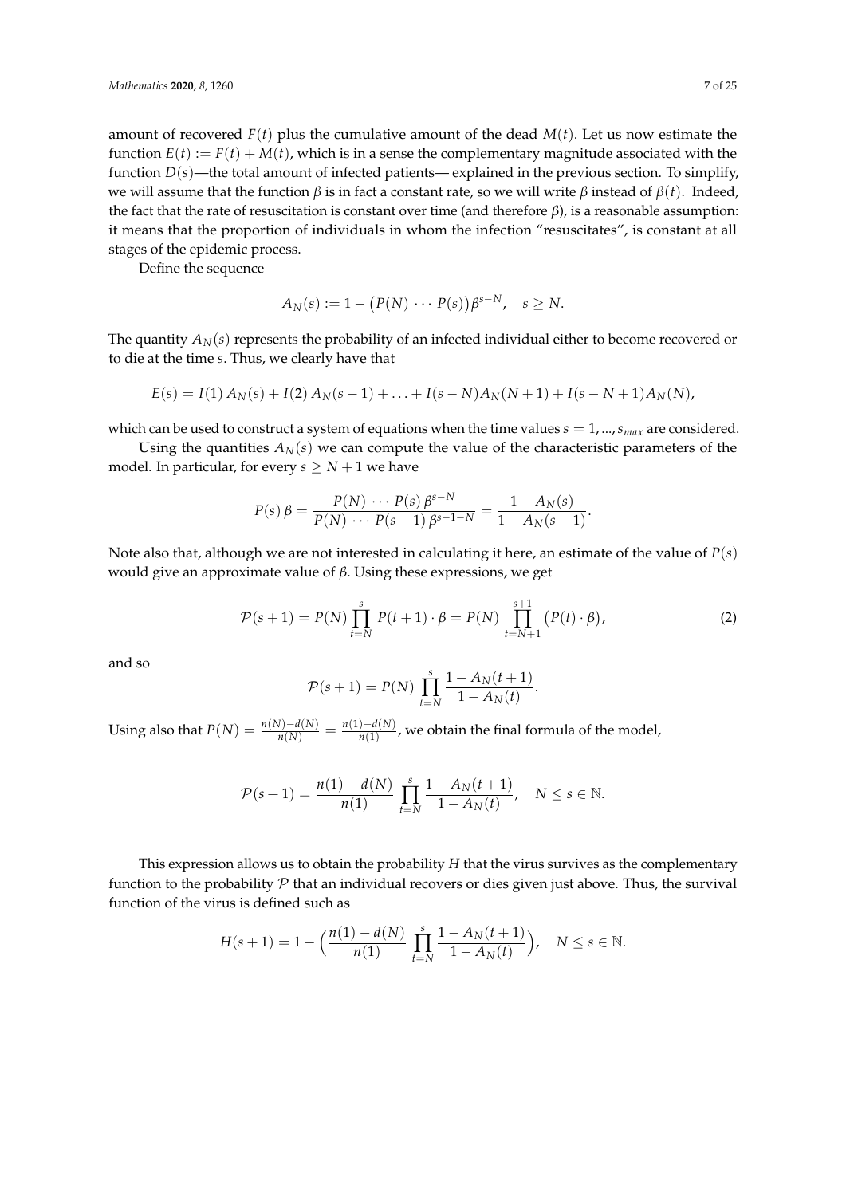amount of recovered $F(t)$ plus the cumulative amount of the dead $M(t)$. Let us now estimate the function $E(t) := F(t) + M(t)$, which is in a sense the complementary magnitude associated with the function $D(s)$—the total amount of infected patients— explained in the previous section. To simplify, we will assume that the function $\beta$ is in fact a constant rate, so we will write $\beta$ instead of $\beta(t)$. Indeed, the fact that the rate of resuscitation is constant over time (and therefore $\beta$), is a reasonable assumption: it means that the proportion of individuals in whom the infection "resuscitates", is constant at all stages of the epidemic process.

Define the sequence

$$A_N(s) := 1 - \big(P(N) \cdots P(s)\big)\beta^{s-N}, \quad s \geq N.$$

The quantity $A_N(s)$ represents the probability of an infected individual either to become recovered or to die at the time $s$. Thus, we clearly have that

$$E(s) = I(1)\, A_N(s) + I(2)\, A_N(s-1) + \ldots + I(s-N) A_N(N+1) + I(s-N+1) A_N(N),$$

which can be used to construct a system of equations when the time values $s = 1, ..., s_{max}$ are considered.

Using the quantities $A_N(s)$ we can compute the value of the characteristic parameters of the model. In particular, for every $s \geq N+1$ we have

$$P(s)\, \beta = \frac{P(N) \cdots P(s)\, \beta^{s-N}}{P(N) \cdots P(s-1)\, \beta^{s-1-N}} = \frac{1 - A_N(s)}{1 - A_N(s-1)}.$$

Note also that, although we are not interested in calculating it here, an estimate of the value of $P(s)$ would give an approximate value of $\beta$. Using these expressions, we get

$$\mathcal{P}(s+1) = P(N) \prod_{t=N}^{s} P(t+1) \cdot \beta = P(N) \prod_{t=N+1}^{s+1} \big(P(t) \cdot \beta\big), \tag{2}$$

and so

$$\mathcal{P}(s+1) = P(N) \prod_{t=N}^{s} \frac{1 - A_N(t+1)}{1 - A_N(t)}.$$

Using also that $P(N) = \frac{n(N)-d(N)}{n(N)} = \frac{n(1)-d(N)}{n(1)}$, we obtain the final formula of the model,

$$\mathcal{P}(s+1) = \frac{n(1) - d(N)}{n(1)} \prod_{t=N}^{s} \frac{1 - A_N(t+1)}{1 - A_N(t)}, \quad N \leq s \in \mathbb{N}.$$

This expression allows us to obtain the probability $H$ that the virus survives as the complementary function to the probability $\mathcal{P}$ that an individual recovers or dies given just above. Thus, the survival function of the virus is defined such as

$$H(s+1) = 1 - \Big(\frac{n(1) - d(N)}{n(1)} \prod_{t=N}^{s} \frac{1 - A_N(t+1)}{1 - A_N(t)}\Big), \quad N \leq s \in \mathbb{N}.$$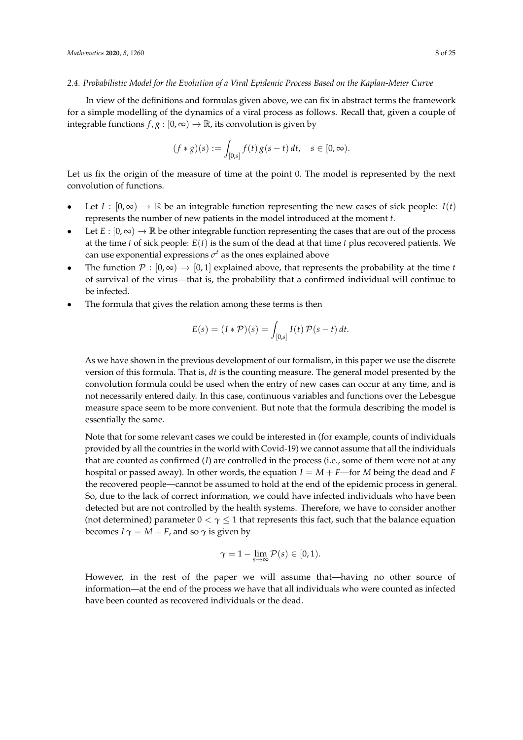### 2.4. Probabilistic Model for the Evolution of a Viral Epidemic Process Based on the Kaplan-Meier Curve

In view of the definitions and formulas given above, we can fix in abstract terms the framework for a simple modelling of the dynamics of a viral process as follows. Recall that, given a couple of integrable functions $f, g : [0, \infty) \to \mathbb{R}$, its convolution is given by

$$(f * g)(s) := \int_{[0,s]} f(t)\, g(s - t)\, dt, \quad s \in [0, \infty).$$

Let us fix the origin of the measure of time at the point 0. The model is represented by the next convolution of functions.

- Let $I : [0, \infty) \to \mathbb{R}$ be an integrable function representing the new cases of sick people: $I(t)$ represents the number of new patients in the model introduced at the moment $t$.
- Let $E : [0, \infty) \to \mathbb{R}$ be other integrable function representing the cases that are out of the process at the time $t$ of sick people: $E(t)$ is the sum of the dead at that time $t$ plus recovered patients. We can use exponential expressions $\sigma^t$ as the ones explained above
- The function $\mathcal{P} : [0, \infty) \to [0, 1]$ explained above, that represents the probability at the time $t$ of survival of the virus—that is, the probability that a confirmed individual will continue to be infected.
- The formula that gives the relation among these terms is then

$$E(s) = (I * \mathcal{P})(s) = \int_{[0,s]} I(t)\, \mathcal{P}(s - t)\, dt.$$

As we have shown in the previous development of our formalism, in this paper we use the discrete version of this formula. That is, $dt$ is the counting measure. The general model presented by the convolution formula could be used when the entry of new cases can occur at any time, and is not necessarily entered daily. In this case, continuous variables and functions over the Lebesgue measure space seem to be more convenient. But note that the formula describing the model is essentially the same.

Note that for some relevant cases we could be interested in (for example, counts of individuals provided by all the countries in the world with Covid-19) we cannot assume that all the individuals that are counted as confirmed ($I$) are controlled in the process (i.e., some of them were not at any hospital or passed away). In other words, the equation $I = M + F$—for $M$ being the dead and $F$ the recovered people—cannot be assumed to hold at the end of the epidemic process in general. So, due to the lack of correct information, we could have infected individuals who have been detected but are not controlled by the health systems. Therefore, we have to consider another (not determined) parameter $0 < \gamma \leq 1$ that represents this fact, such that the balance equation becomes $I\,\gamma = M + F$, and so $\gamma$ is given by

$$\gamma = 1 - \lim_{s \to \infty} \mathcal{P}(s) \in [0, 1).$$

However, in the rest of the paper we will assume that—having no other source of information—at the end of the process we have that all individuals who were counted as infected have been counted as recovered individuals or the dead.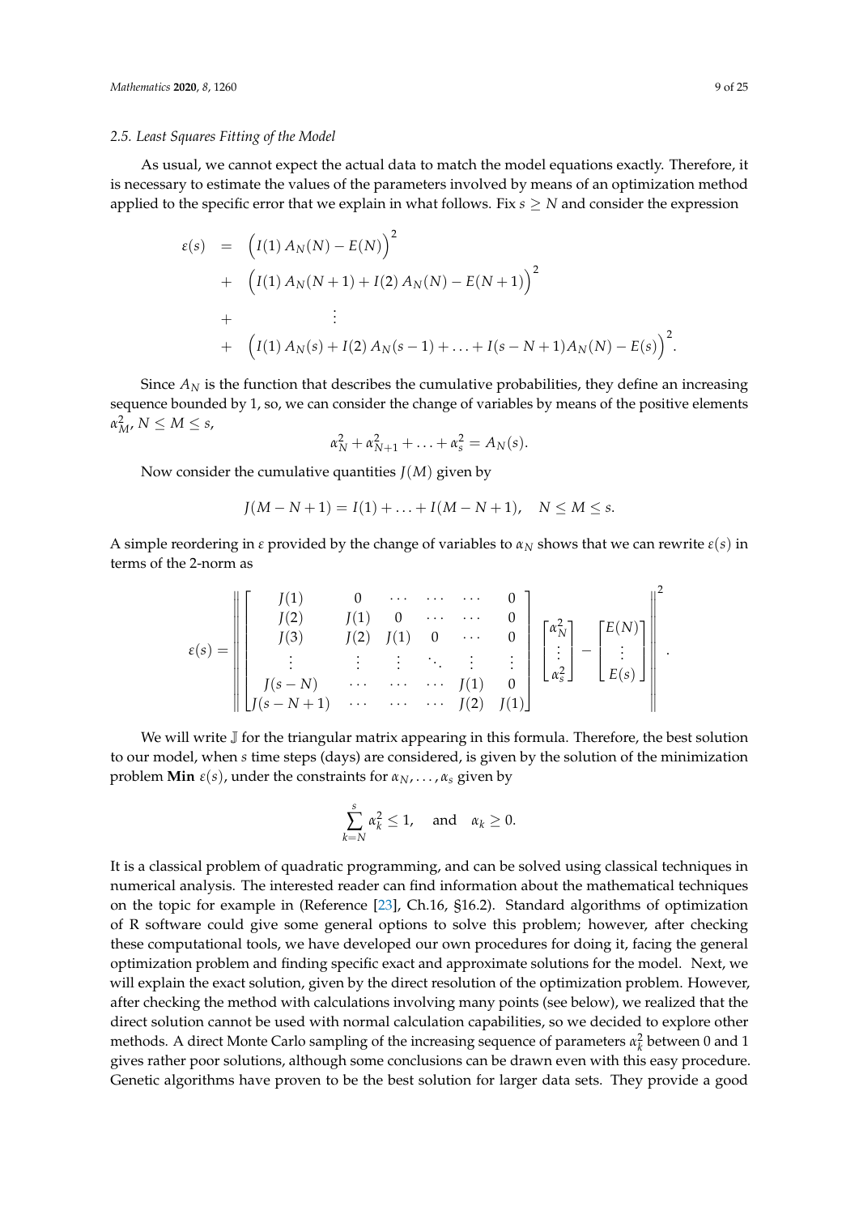### 2.5. Least Squares Fitting of the Model

As usual, we cannot expect the actual data to match the model equations exactly. Therefore, it is necessary to estimate the values of the parameters involved by means of an optimization method applied to the specific error that we explain in what follows. Fix $s \geq N$ and consider the expression

$$
\begin{aligned}
\varepsilon(s) &= \Big(I(1)\,A_N(N) - E(N)\Big)^2 \\
&+ \Big(I(1)\,A_N(N+1) + I(2)\,A_N(N) - E(N+1)\Big)^2 \\
&+ \qquad\qquad \vdots \\
&+ \Big(I(1)\,A_N(s) + I(2)\,A_N(s-1) + \ldots + I(s-N+1)A_N(N) - E(s)\Big)^2.
\end{aligned}
$$

Since $A_N$ is the function that describes the cumulative probabilities, they define an increasing sequence bounded by 1, so, we can consider the change of variables by means of the positive elements $\alpha_M^2$, $N \leq M \leq s$,

$$
\alpha_N^2 + \alpha_{N+1}^2 + \ldots + \alpha_s^2 = A_N(s).
$$

Now consider the cumulative quantities $J(M)$ given by

$$
J(M-N+1) = I(1) + \ldots + I(M-N+1), \quad N \leq M \leq s.
$$

A simple reordering in $\varepsilon$ provided by the change of variables to $\alpha_N$ shows that we can rewrite $\varepsilon(s)$ in terms of the 2-norm as

$$
\varepsilon(s) = \left\| \begin{bmatrix} J(1) & 0 & \cdots & \cdots & \cdots & 0 \\ J(2) & J(1) & 0 & \cdots & \cdots & 0 \\ J(3) & J(2) & J(1) & 0 & \cdots & 0 \\ \vdots & \vdots & \vdots & \ddots & \vdots & \vdots \\ J(s-N) & \cdots & \cdots & \cdots & J(1) & 0 \\ J(s-N+1) & \cdots & \cdots & \cdots & J(2) & J(1) \end{bmatrix} \begin{bmatrix} \alpha_N^2 \\ \vdots \\ \alpha_s^2 \end{bmatrix} - \begin{bmatrix} E(N) \\ \vdots \\ E(s) \end{bmatrix} \right\|^2 .
$$

We will write $\mathbb{J}$ for the triangular matrix appearing in this formula. Therefore, the best solution to our model, when $s$ time steps (days) are considered, is given by the solution of the minimization problem **Min** $\varepsilon(s)$, under the constraints for $\alpha_N, \ldots, \alpha_s$ given by

$$
\sum_{k=N}^{s} \alpha_k^2 \leq 1, \quad \text{and} \quad \alpha_k \geq 0.
$$

It is a classical problem of quadratic programming, and can be solved using classical techniques in numerical analysis. The interested reader can find information about the mathematical techniques on the topic for example in (Reference [23], Ch.16, §16.2). Standard algorithms of optimization of R software could give some general options to solve this problem; however, after checking these computational tools, we have developed our own procedures for doing it, facing the general optimization problem and finding specific exact and approximate solutions for the model. Next, we will explain the exact solution, given by the direct resolution of the optimization problem. However, after checking the method with calculations involving many points (see below), we realized that the direct solution cannot be used with normal calculation capabilities, so we decided to explore other methods. A direct Monte Carlo sampling of the increasing sequence of parameters $\alpha_k^2$ between 0 and 1 gives rather poor solutions, although some conclusions can be drawn even with this easy procedure. Genetic algorithms have proven to be the best solution for larger data sets. They provide a good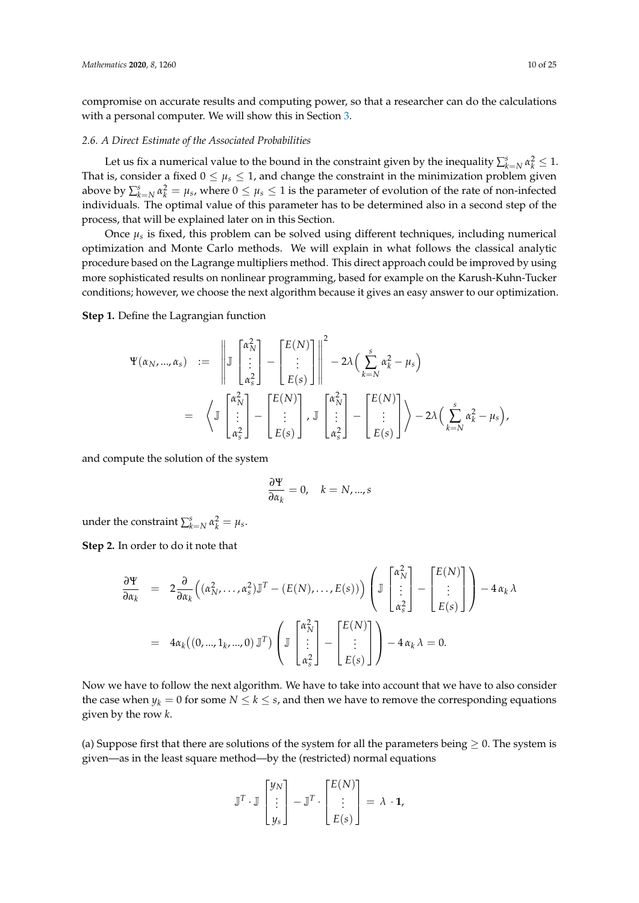compromise on accurate results and computing power, so that a researcher can do the calculations with a personal computer. We will show this in Section 3.

### 2.6. A Direct Estimate of the Associated Probabilities

Let us fix a numerical value to the bound in the constraint given by the inequality $\sum_{k=N}^{s} \alpha_k^2 \leq 1$. That is, consider a fixed $0 \leq \mu_s \leq 1$, and change the constraint in the minimization problem given above by $\sum_{k=N}^{s} \alpha_k^2 = \mu_s$, where $0 \leq \mu_s \leq 1$ is the parameter of evolution of the rate of non-infected individuals. The optimal value of this parameter has to be determined also in a second step of the process, that will be explained later on in this Section.

Once $\mu_s$ is fixed, this problem can be solved using different techniques, including numerical optimization and Monte Carlo methods. We will explain in what follows the classical analytic procedure based on the Lagrange multipliers method. This direct approach could be improved by using more sophisticated results on nonlinear programming, based for example on the Karush-Kuhn-Tucker conditions; however, we choose the next algorithm because it gives an easy answer to our optimization.

**Step 1.** Define the Lagrangian function

$$
\begin{aligned}
\Psi(\alpha_N, ..., \alpha_s) \;\; &:= \;\; \left\| \mathbb{J} \begin{bmatrix} \alpha_N^2 \\ \vdots \\ \alpha_s^2 \end{bmatrix} - \begin{bmatrix} E(N) \\ \vdots \\ E(s) \end{bmatrix} \right\|^2 - 2\lambda \Big( \sum_{k=N}^{s} \alpha_k^2 - \mu_s \Big) \\
&= \;\; \left\langle \mathbb{J} \begin{bmatrix} \alpha_N^2 \\ \vdots \\ \alpha_s^2 \end{bmatrix} - \begin{bmatrix} E(N) \\ \vdots \\ E(s) \end{bmatrix}, \mathbb{J} \begin{bmatrix} \alpha_N^2 \\ \vdots \\ \alpha_s^2 \end{bmatrix} - \begin{bmatrix} E(N) \\ \vdots \\ E(s) \end{bmatrix} \right\rangle - 2\lambda \Big( \sum_{k=N}^{s} \alpha_k^2 - \mu_s \Big),
\end{aligned}
$$

and compute the solution of the system

$$
\frac{\partial \Psi}{\partial \alpha_k} = 0, \quad k = N, ..., s
$$

under the constraint $\sum_{k=N}^{s} \alpha_k^2 = \mu_s$.

**Step 2.** In order to do it note that

$$
\begin{aligned}
\frac{\partial \Psi}{\partial \alpha_k} \;\; &= \;\; 2 \frac{\partial}{\partial \alpha_k} \Big( (\alpha_N^2, \dots, \alpha_s^2) \mathbb{J}^T - (E(N), \dots, E(s)) \Big) \left( \mathbb{J} \begin{bmatrix} \alpha_N^2 \\ \vdots \\ \alpha_s^2 \end{bmatrix} - \begin{bmatrix} E(N) \\ \vdots \\ E(s) \end{bmatrix} \right) - 4\, \alpha_k \, \lambda \\
&= \;\; 4\alpha_k \big( (0, ..., 1_k, ..., 0)\, \mathbb{J}^T \big) \left( \mathbb{J} \begin{bmatrix} \alpha_N^2 \\ \vdots \\ \alpha_s^2 \end{bmatrix} - \begin{bmatrix} E(N) \\ \vdots \\ E(s) \end{bmatrix} \right) - 4\, \alpha_k \, \lambda = 0.
\end{aligned}
$$

Now we have to follow the next algorithm. We have to take into account that we have to also consider the case when $y_k = 0$ for some $N \leq k \leq s$, and then we have to remove the corresponding equations given by the row $k$.

(a) Suppose first that there are solutions of the system for all the parameters being $\geq 0$. The system is given—as in the least square method—by the (restricted) normal equations

$$
\mathbb{J}^T \cdot \mathbb{J} \begin{bmatrix} y_N \\ \vdots \\ y_s \end{bmatrix} - \mathbb{J}^T \cdot \begin{bmatrix} E(N) \\ \vdots \\ E(s) \end{bmatrix} = \lambda \cdot \mathbf{1},
$$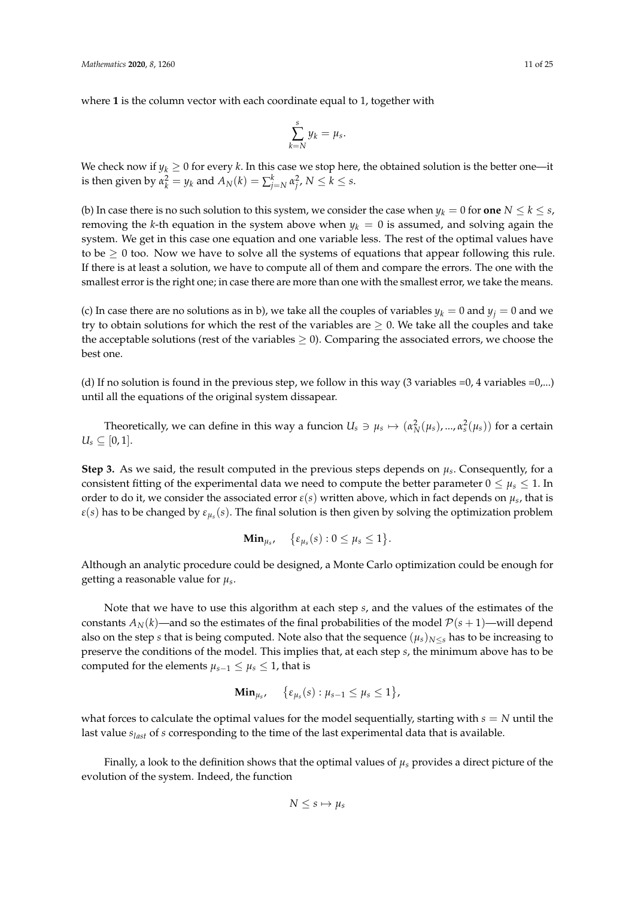where **1** is the column vector with each coordinate equal to 1, together with

$$\sum_{k=N}^{s} y_k = \mu_s.$$

We check now if $y_k \geq 0$ for every $k$. In this case we stop here, the obtained solution is the better one—it is then given by $\alpha_k^2 = y_k$ and $A_N(k) = \sum_{j=N}^{k} \alpha_j^2$, $N \leq k \leq s$.

(b) In case there is no such solution to this system, we consider the case when $y_k = 0$ for **one** $N \leq k \leq s$, removing the $k$-th equation in the system above when $y_k = 0$ is assumed, and solving again the system. We get in this case one equation and one variable less. The rest of the optimal values have to be $\geq 0$ too. Now we have to solve all the systems of equations that appear following this rule. If there is at least a solution, we have to compute all of them and compare the errors. The one with the smallest error is the right one; in case there are more than one with the smallest error, we take the means.

(c) In case there are no solutions as in b), we take all the couples of variables $y_k = 0$ and $y_j = 0$ and we try to obtain solutions for which the rest of the variables are $\geq 0$. We take all the couples and take the acceptable solutions (rest of the variables $\geq 0$). Comparing the associated errors, we choose the best one.

(d) If no solution is found in the previous step, we follow in this way (3 variables =0, 4 variables =0,...) until all the equations of the original system dissapear.

Theoretically, we can define in this way a funcion $U_s \ni \mu_s \mapsto (\alpha_N^2(\mu_s), ..., \alpha_s^2(\mu_s))$ for a certain $U_s \subseteq [0, 1]$.

**Step 3.** As we said, the result computed in the previous steps depends on $\mu_s$. Consequently, for a consistent fitting of the experimental data we need to compute the better parameter $0 \leq \mu_s \leq 1$. In order to do it, we consider the associated error $\varepsilon(s)$ written above, which in fact depends on $\mu_s$, that is $\varepsilon(s)$ has to be changed by $\varepsilon_{\mu_s}(s)$. The final solution is then given by solving the optimization problem

$$\mathbf{Min}_{\mu_s}, \quad \{\varepsilon_{\mu_s}(s) : 0 \leq \mu_s \leq 1\}.$$

Although an analytic procedure could be designed, a Monte Carlo optimization could be enough for getting a reasonable value for $\mu_s$.

Note that we have to use this algorithm at each step $s$, and the values of the estimates of the constants $A_N(k)$—and so the estimates of the final probabilities of the model $\mathcal{P}(s+1)$—will depend also on the step $s$ that is being computed. Note also that the sequence $(\mu_s)_{N \leq s}$ has to be increasing to preserve the conditions of the model. This implies that, at each step $s$, the minimum above has to be computed for the elements $\mu_{s-1} \leq \mu_s \leq 1$, that is

$$\mathbf{Min}_{\mu_s}, \quad \{\varepsilon_{\mu_s}(s) : \mu_{s-1} \leq \mu_s \leq 1\},$$

what forces to calculate the optimal values for the model sequentially, starting with $s = N$ until the last value $s_{last}$ of $s$ corresponding to the time of the last experimental data that is available.

Finally, a look to the definition shows that the optimal values of $\mu_s$ provides a direct picture of the evolution of the system. Indeed, the function

$$N \leq s \mapsto \mu_s$$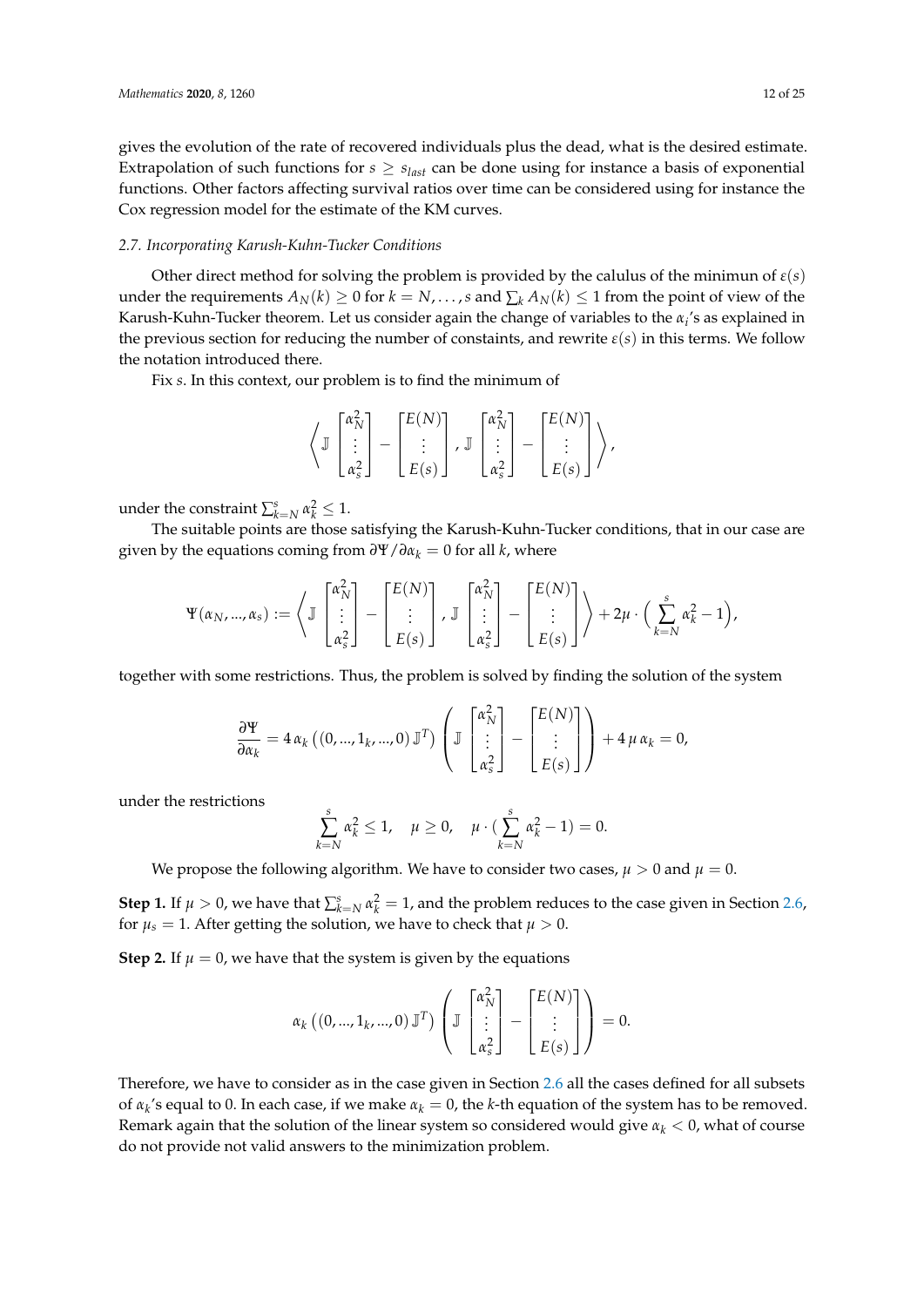gives the evolution of the rate of recovered individuals plus the dead, what is the desired estimate. Extrapolation of such functions for $s \geq s_{last}$ can be done using for instance a basis of exponential functions. Other factors affecting survival ratios over time can be considered using for instance the Cox regression model for the estimate of the KM curves.

### 2.7. Incorporating Karush-Kuhn-Tucker Conditions

Other direct method for solving the problem is provided by the calulus of the minimun of $\varepsilon(s)$ under the requirements $A_N(k) \geq 0$ for $k = N, \ldots, s$ and $\sum_k A_N(k) \leq 1$ from the point of view of the Karush-Kuhn-Tucker theorem. Let us consider again the change of variables to the $\alpha_i$'s as explained in the previous section for reducing the number of constaints, and rewrite $\varepsilon(s)$ in this terms. We follow the notation introduced there.

Fix $s$. In this context, our problem is to find the minimum of

$$\left\langle \mathbb{J} \begin{bmatrix} \alpha_N^2 \\ \vdots \\ \alpha_s^2 \end{bmatrix} - \begin{bmatrix} E(N) \\ \vdots \\ E(s) \end{bmatrix}, \mathbb{J} \begin{bmatrix} \alpha_N^2 \\ \vdots \\ \alpha_s^2 \end{bmatrix} - \begin{bmatrix} E(N) \\ \vdots \\ E(s) \end{bmatrix} \right\rangle,$$

under the constraint $\sum_{k=N}^{s} \alpha_k^2 \leq 1$.

The suitable points are those satisfying the Karush-Kuhn-Tucker conditions, that in our case are given by the equations coming from $\partial\Psi/\partial\alpha_k = 0$ for all $k$, where

$$\Psi(\alpha_N, ..., \alpha_s) := \left\langle \mathbb{J} \begin{bmatrix} \alpha_N^2 \\ \vdots \\ \alpha_s^2 \end{bmatrix} - \begin{bmatrix} E(N) \\ \vdots \\ E(s) \end{bmatrix}, \mathbb{J} \begin{bmatrix} \alpha_N^2 \\ \vdots \\ \alpha_s^2 \end{bmatrix} - \begin{bmatrix} E(N) \\ \vdots \\ E(s) \end{bmatrix} \right\rangle + 2\mu \cdot \Big( \sum_{k=N}^{s} \alpha_k^2 - 1 \Big),$$

together with some restrictions. Thus, the problem is solved by finding the solution of the system

$$\frac{\partial\Psi}{\partial\alpha_k} = 4\,\alpha_k \left( (0, ..., 1_k, ..., 0)\, \mathbb{J}^T \right) \left( \mathbb{J} \begin{bmatrix} \alpha_N^2 \\ \vdots \\ \alpha_s^2 \end{bmatrix} - \begin{bmatrix} E(N) \\ \vdots \\ E(s) \end{bmatrix} \right) + 4\,\mu\,\alpha_k = 0,$$

under the restrictions

$$\sum_{k=N}^{s} \alpha_k^2 \leq 1, \quad \mu \geq 0, \quad \mu \cdot \Big( \sum_{k=N}^{s} \alpha_k^2 - 1 \Big) = 0.$$

We propose the following algorithm. We have to consider two cases, $\mu > 0$ and $\mu = 0$.

**Step 1.** If $\mu > 0$, we have that $\sum_{k=N}^{s} \alpha_k^2 = 1$, and the problem reduces to the case given in Section 2.6, for $\mu_s = 1$. After getting the solution, we have to check that $\mu > 0$.

**Step 2.** If $\mu = 0$, we have that the system is given by the equations

$$\alpha_k \left( (0, ..., 1_k, ..., 0)\, \mathbb{J}^T \right) \left( \mathbb{J} \begin{bmatrix} \alpha_N^2 \\ \vdots \\ \alpha_s^2 \end{bmatrix} - \begin{bmatrix} E(N) \\ \vdots \\ E(s) \end{bmatrix} \right) = 0.$$

Therefore, we have to consider as in the case given in Section 2.6 all the cases defined for all subsets of $\alpha_k$'s equal to 0. In each case, if we make $\alpha_k = 0$, the $k$-th equation of the system has to be removed. Remark again that the solution of the linear system so considered would give $\alpha_k < 0$, what of course do not provide not valid answers to the minimization problem.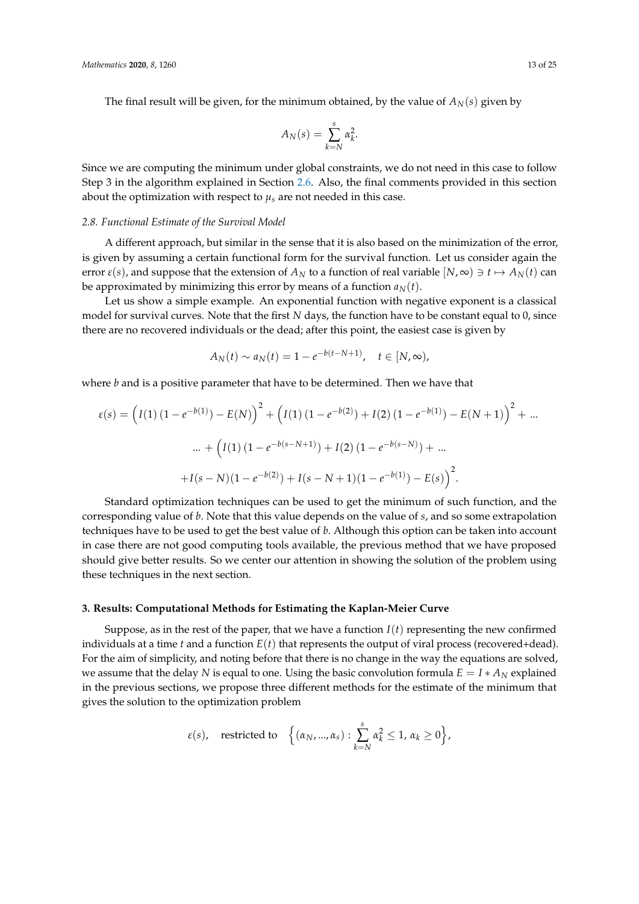The final result will be given, for the minimum obtained, by the value of $A_N(s)$ given by

$$A_N(s) = \sum_{k=N}^{s} \alpha_k^2.$$

Since we are computing the minimum under global constraints, we do not need in this case to follow Step 3 in the algorithm explained in Section 2.6. Also, the final comments provided in this section about the optimization with respect to $\mu_s$ are not needed in this case.

### *2.8. Functional Estimate of the Survival Model*

A different approach, but similar in the sense that it is also based on the minimization of the error, is given by assuming a certain functional form for the survival function. Let us consider again the error $\varepsilon(s)$, and suppose that the extension of $A_N$ to a function of real variable $[N, \infty) \ni t \mapsto A_N(t)$ can be approximated by minimizing this error by means of a function $a_N(t)$.

Let us show a simple example. An exponential function with negative exponent is a classical model for survival curves. Note that the first $N$ days, the function have to be constant equal to 0, since there are no recovered individuals or the dead; after this point, the easiest case is given by

$$A_N(t) \sim a_N(t) = 1 - e^{-b(t-N+1)}, \quad t \in [N, \infty),$$

where $b$ and is a positive parameter that have to be determined. Then we have that

$$\begin{aligned}
\varepsilon(s) = &\Big(I(1)\,(1-e^{-b(1)}) - E(N)\Big)^2 + \Big(I(1)\,(1-e^{-b(2)}) + I(2)\,(1-e^{-b(1)}) - E(N+1)\Big)^2 + \dots \\
&\dots + \Big(I(1)\,(1-e^{-b(s-N+1)}) + I(2)\,(1-e^{-b(s-N)}) + \dots \\
&+ I(s-N)(1-e^{-b(2)}) + I(s-N+1)(1-e^{-b(1)}) - E(s)\Big)^2.
\end{aligned}$$

Standard optimization techniques can be used to get the minimum of such function, and the corresponding value of $b$. Note that this value depends on the value of $s$, and so some extrapolation techniques have to be used to get the best value of $b$. Although this option can be taken into account in case there are not good computing tools available, the previous method that we have proposed should give better results. So we center our attention in showing the solution of the problem using these techniques in the next section.

## 3. Results: Computational Methods for Estimating the Kaplan-Meier Curve

Suppose, as in the rest of the paper, that we have a function $I(t)$ representing the new confirmed individuals at a time $t$ and a function $E(t)$ that represents the output of viral process (recovered+dead). For the aim of simplicity, and noting before that there is no change in the way the equations are solved, we assume that the delay $N$ is equal to one. Using the basic convolution formula $E = I * A_N$ explained in the previous sections, we propose three different methods for the estimate of the minimum that gives the solution to the optimization problem

$$\varepsilon(s), \quad \text{restricted to} \quad \Big\{(\alpha_N, \dots, \alpha_s) : \sum_{k=N}^{s} \alpha_k^2 \le 1,\, \alpha_k \ge 0\Big\},$$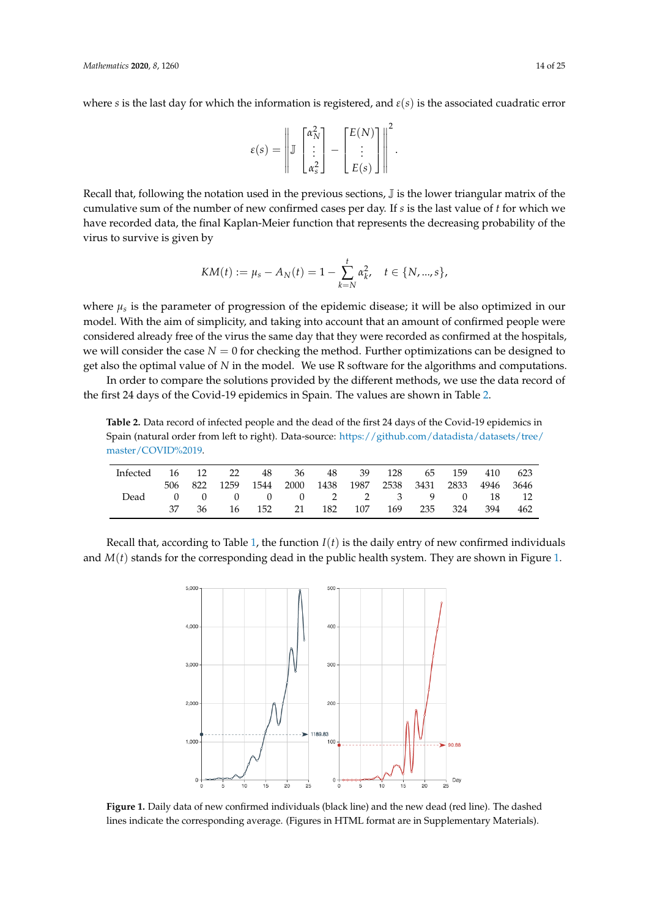where $s$ is the last day for which the information is registered, and $\varepsilon(s)$ is the associated cuadratic error

$$\varepsilon(s) = \left\| \mathbb{J} \begin{bmatrix} \alpha_N^2 \\ \vdots \\ \alpha_s^2 \end{bmatrix} - \begin{bmatrix} E(N) \\ \vdots \\ E(s) \end{bmatrix} \right\|^2.$$

Recall that, following the notation used in the previous sections, $\mathbb{J}$ is the lower triangular matrix of the cumulative sum of the number of new confirmed cases per day. If $s$ is the last value of $t$ for which we have recorded data, the final Kaplan-Meier function that represents the decreasing probability of the virus to survive is given by

$$KM(t) := \mu_s - A_N(t) = 1 - \sum_{k=N}^{t} \alpha_k^2, \quad t \in \{N, ..., s\},$$

where $\mu_s$ is the parameter of progression of the epidemic disease; it will be also optimized in our model. With the aim of simplicity, and taking into account that an amount of confirmed people were considered already free of the virus the same day that they were recorded as confirmed at the hospitals, we will consider the case $N = 0$ for checking the method. Further optimizations can be designed to get also the optimal value of $N$ in the model. We use R software for the algorithms and computations.

In order to compare the solutions provided by the different methods, we use the data record of the first 24 days of the Covid-19 epidemics in Spain. The values are shown in Table 2.

**Table 2.** Data record of infected people and the dead of the first 24 days of the Covid-19 epidemics in Spain (natural order from left to right). Data-source: https://github.com/datadista/datasets/tree/master/COVID%2019.

| | | | | | | | | | | | | |
|---|---|---|---|---|---|---|---|---|---|---|---|---|
| Infected | 16 | 12 | 22 | 48 | 36 | 48 | 39 | 128 | 65 | 159 | 410 | 623 |
| | 506 | 822 | 1259 | 1544 | 2000 | 1438 | 1987 | 2538 | 3431 | 2833 | 4946 | 3646 |
| Dead | 0 | 0 | 0 | 0 | 0 | 2 | 2 | 3 | 9 | 0 | 18 | 12 |
| | 37 | 36 | 16 | 152 | 21 | 182 | 107 | 169 | 235 | 324 | 394 | 462 |

Recall that, according to Table 1, the function $I(t)$ is the daily entry of new confirmed individuals and $M(t)$ stands for the corresponding dead in the public health system. They are shown in Figure 1.

**Figure 1.** Daily data of new confirmed individuals (black line) and the new dead (red line). The dashed lines indicate the corresponding average. (Figures in HTML format are in Supplementary Materials).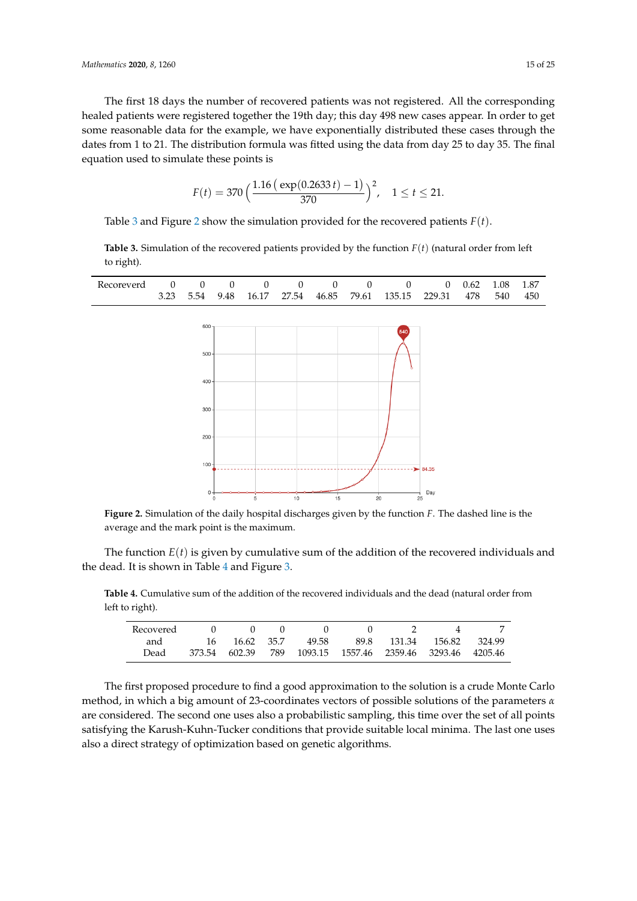The first 18 days the number of recovered patients was not registered. All the corresponding healed patients were registered together the 19th day; this day 498 new cases appear. In order to get some reasonable data for the example, we have exponentially distributed these cases through the dates from 1 to 21. The distribution formula was fitted using the data from day 25 to day 35. The final equation used to simulate these points is

$$F(t) = 370\left(\frac{1.16\,(\,\exp(0.2633\,t) - 1)}{370}\right)^2, \quad 1 \leq t \leq 21.$$

Table 3 and Figure 2 show the simulation provided for the recovered patients $F(t)$.

**Table 3.** Simulation of the recovered patients provided by the function $F(t)$ (natural order from left to right).

| Recoreverd | 0 | 0 | 0 | 0 | 0 | 0 | 0 | 0 | 0 | 0.62 | 1.08 | 1.87 |
|---|---|---|---|---|---|---|---|---|---|---|---|---|
| | 3.23 | 5.54 | 9.48 | 16.17 | 27.54 | 46.85 | 79.61 | 135.15 | 229.31 | 478 | 540 | 450 |

**Figure 2.** Simulation of the daily hospital discharges given by the function $F$. The dashed line is the average and the mark point is the maximum.

The function $E(t)$ is given by cumulative sum of the addition of the recovered individuals and the dead. It is shown in Table 4 and Figure 3.

**Table 4.** Cumulative sum of the addition of the recovered individuals and the dead (natural order from left to right).

| Recovered | 0 | 0 | 0 | 0 | 0 | 2 | 4 | 7 |
|---|---|---|---|---|---|---|---|---|
| and | 16 | 16.62 | 35.7 | 49.58 | 89.8 | 131.34 | 156.82 | 324.99 |
| Dead | 373.54 | 602.39 | 789 | 1093.15 | 1557.46 | 2359.46 | 3293.46 | 4205.46 |

The first proposed procedure to find a good approximation to the solution is a crude Monte Carlo method, in which a big amount of 23-coordinates vectors of possible solutions of the parameters $\alpha$ are considered. The second one uses also a probabilistic sampling, this time over the set of all points satisfying the Karush-Kuhn-Tucker conditions that provide suitable local minima. The last one uses also a direct strategy of optimization based on genetic algorithms.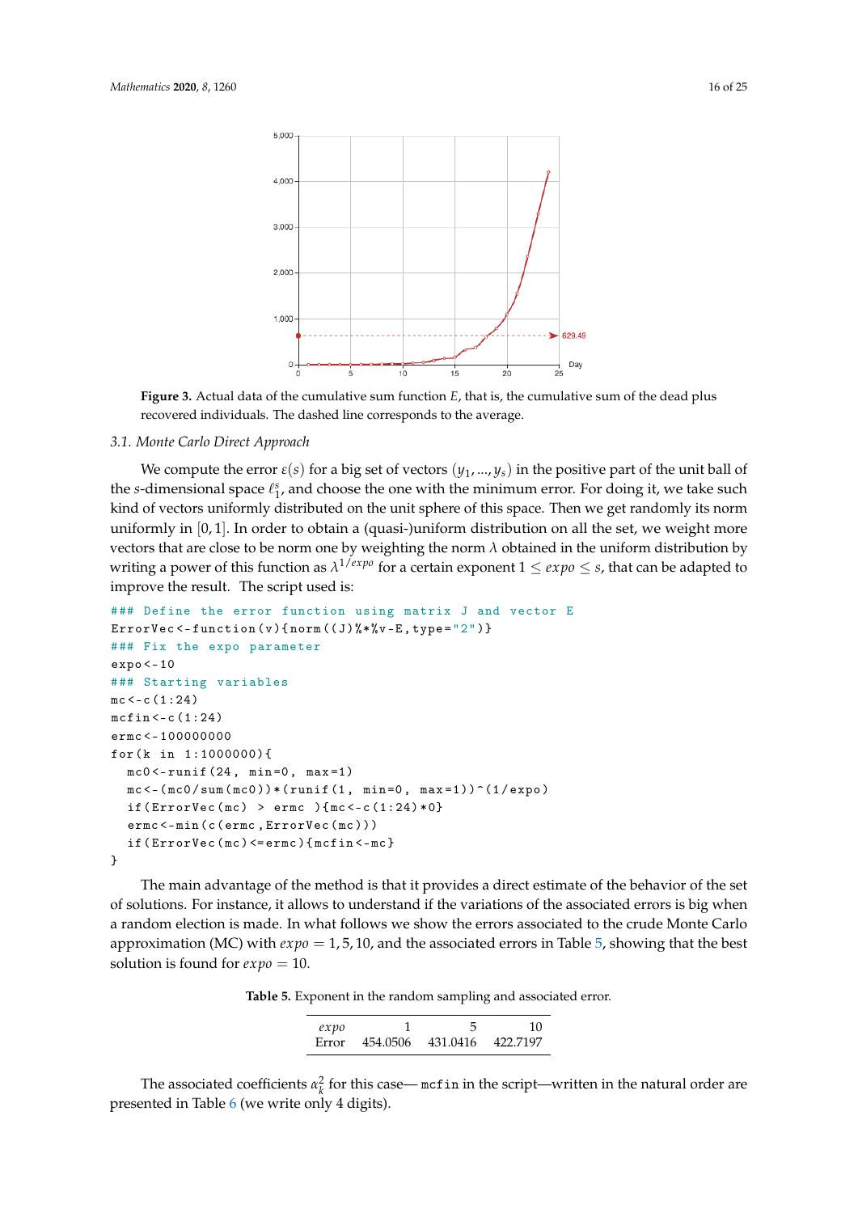**Figure 3.** Actual data of the cumulative sum function $E$, that is, the cumulative sum of the dead plus recovered individuals. The dashed line corresponds to the average.

### 3.1. Monte Carlo Direct Approach

We compute the error $\varepsilon(s)$ for a big set of vectors $(y_1, ..., y_s)$ in the positive part of the unit ball of the $s$-dimensional space $\ell_1^s$, and choose the one with the minimum error. For doing it, we take such kind of vectors uniformly distributed on the unit sphere of this space. Then we get randomly its norm uniformly in $[0, 1]$. In order to obtain a (quasi-)uniform distribution on all the set, we weight more vectors that are close to be norm one by weighting the norm $\lambda$ obtained in the uniform distribution by writing a power of this function as $\lambda^{1/expo}$ for a certain exponent $1 \leq expo \leq s$, that can be adapted to improve the result. The script used is:

```
### Define the error function using matrix J and vector E
ErrorVec<-function(v){norm((J)%*%v-E,type="2")}
### Fix the expo parameter
expo<-10
### Starting variables
mc<-c(1:24)
mcfin<-c(1:24)
ermc<-100000000
for(k in 1:1000000){
  mc0<-runif(24, min=0, max=1)
  mc<-(mc0/sum(mc0))*(runif(1, min=0, max=1))^(1/expo)
  if(ErrorVec(mc) > ermc ){mc<-c(1:24)*0}
  ermc<-min(c(ermc,ErrorVec(mc)))
  if(ErrorVec(mc)<=ermc){mcfin<-mc}
}
```

The main advantage of the method is that it provides a direct estimate of the behavior of the set of solutions. For instance, it allows to understand if the variations of the associated errors is big when a random election is made. In what follows we show the errors associated to the crude Monte Carlo approximation (MC) with $expo = 1, 5, 10$, and the associated errors in Table 5, showing that the best solution is found for $expo = 10$.

**Table 5.** Exponent in the random sampling and associated error.

| $expo$ | 1 | 5 | 10 |
|---|---|---|---|
| Error | 454.0506 | 431.0416 | 422.7197 |

The associated coefficients $\alpha_k^2$ for this case— `mcfin` in the script—written in the natural order are presented in Table 6 (we write only 4 digits).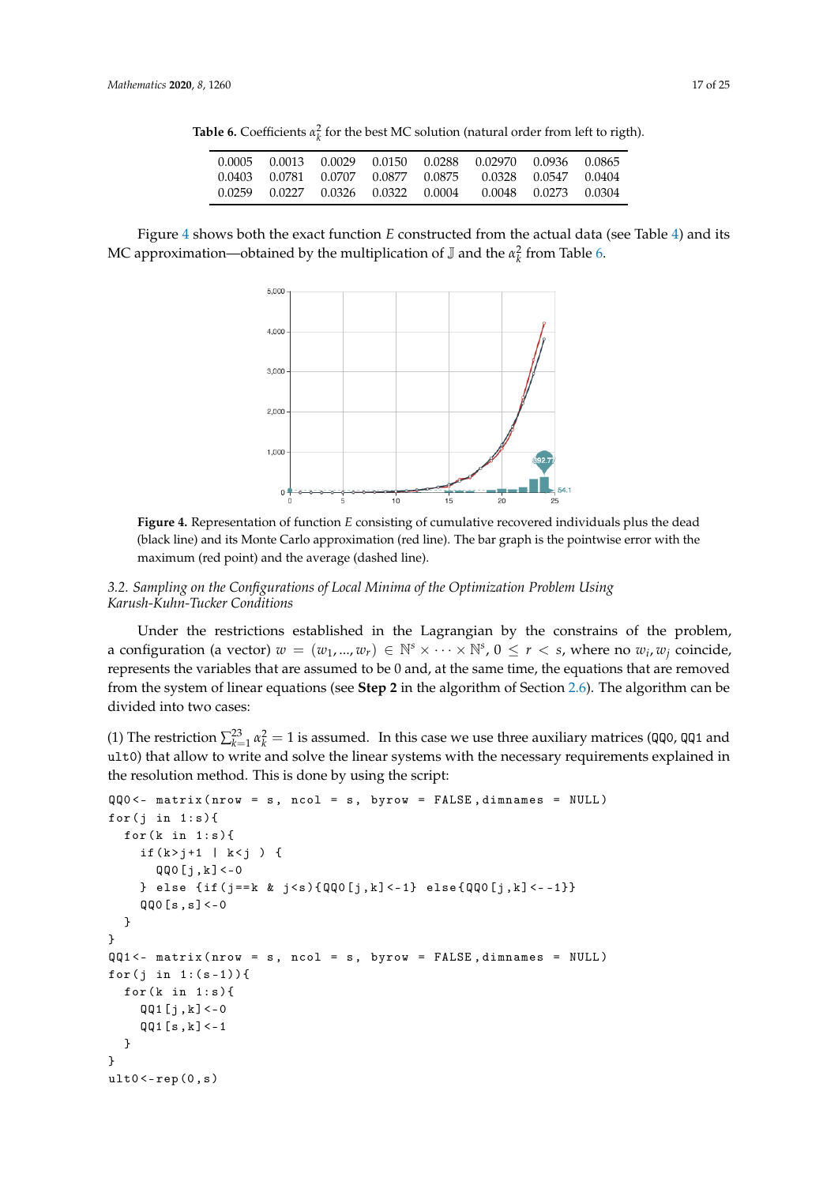**Table 6.** Coefficients $\alpha_k^2$ for the best MC solution (natural order from left to rigth).

| | | | | | | | |
|---|---|---|---|---|---|---|---|
| 0.0005 | 0.0013 | 0.0029 | 0.0150 | 0.0288 | 0.02970 | 0.0936 | 0.0865 |
| 0.0403 | 0.0781 | 0.0707 | 0.0877 | 0.0875 | 0.0328 | 0.0547 | 0.0404 |
| 0.0259 | 0.0227 | 0.0326 | 0.0322 | 0.0004 | 0.0048 | 0.0273 | 0.0304 |

Figure 4 shows both the exact function $E$ constructed from the actual data (see Table 4) and its MC approximation—obtained by the multiplication of $\mathbb{J}$ and the $\alpha_k^2$ from Table 6.

**Figure 4.** Representation of function $E$ consisting of cumulative recovered individuals plus the dead (black line) and its Monte Carlo approximation (red line). The bar graph is the pointwise error with the maximum (red point) and the average (dashed line).

### 3.2. Sampling on the Configurations of Local Minima of the Optimization Problem Using Karush-Kuhn-Tucker Conditions

Under the restrictions established in the Lagrangian by the constrains of the problem, a configuration (a vector) $w = (w_1, ..., w_r) \in \mathbb{N}^s \times \cdots \times \mathbb{N}^s$, $0 \leq r < s$, where no $w_i, w_j$ coincide, represents the variables that are assumed to be 0 and, at the same time, the equations that are removed from the system of linear equations (see **Step 2** in the algorithm of Section 2.6). The algorithm can be divided into two cases:

(1) The restriction $\sum_{k=1}^{23} \alpha_k^2 = 1$ is assumed. In this case we use three auxiliary matrices (QQ0, QQ1 and ult0) that allow to write and solve the linear systems with the necessary requirements explained in the resolution method. This is done by using the script:

```
QQ0<- matrix(nrow = s, ncol = s, byrow = FALSE,dimnames = NULL)
for(j in 1:s){
  for(k in 1:s){
    if(k>j+1 | k<j ) {
      QQ0[j,k]<-0
    } else {if(j==k & j<s){QQ0[j,k]<-1} else{QQ0[j,k]<--1}}
    QQ0[s,s]<-0
  }
}
QQ1<- matrix(nrow = s, ncol = s, byrow = FALSE,dimnames = NULL)
for(j in 1:(s-1)){
  for(k in 1:s){
    QQ1[j,k]<-0
    QQ1[s,k]<-1
  }
}
ult0<-rep(0,s)
```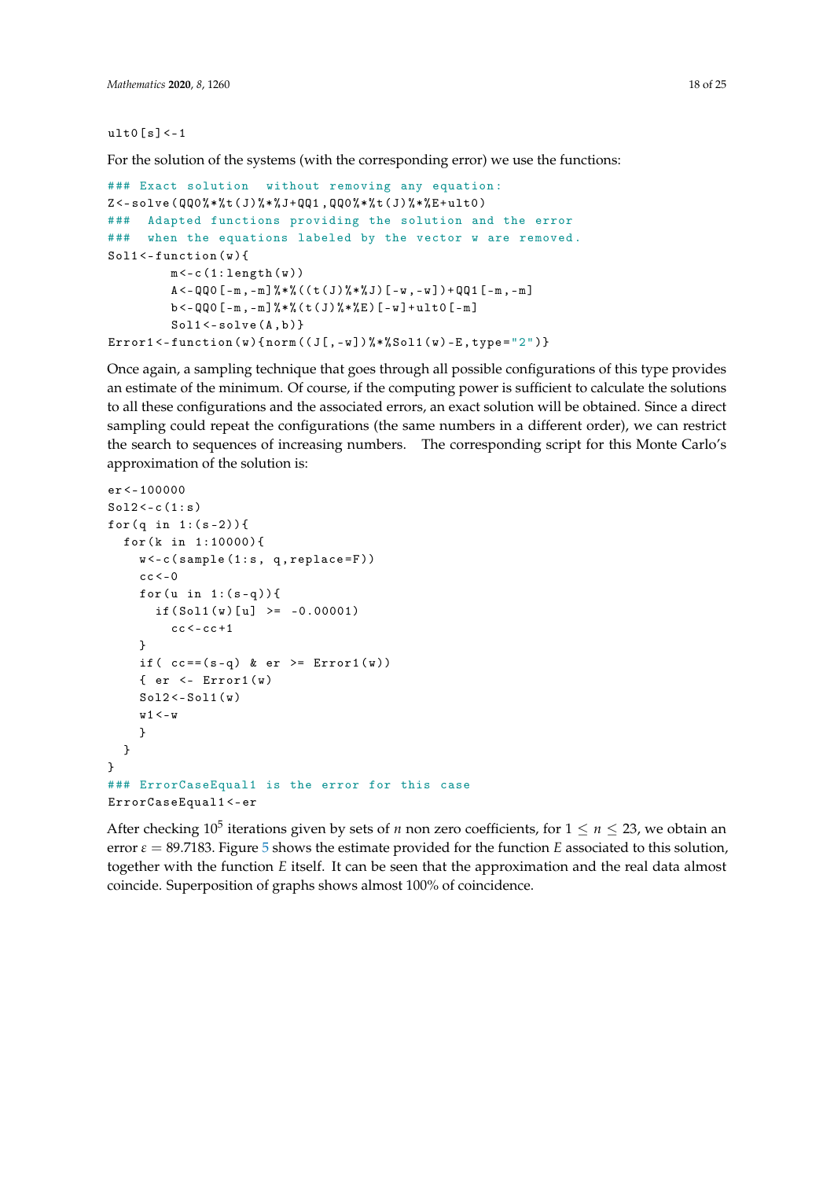```
ult0[s]<-1
```

For the solution of the systems (with the corresponding error) we use the functions:

```
### Exact solution  without removing any equation:
Z<-solve(QQ0%*%t(J)%*%J+QQ1,QQ0%*%t(J)%*%E+ult0)
###  Adapted functions providing the solution and the error
###  when the equations labeled by the vector w are removed.
Sol1<-function(w){
        m<-c(1:length(w))
        A<-QQ0[-m,-m]%*%((t(J)%*%J)[-w,-w])+QQ1[-m,-m]
        b<-QQ0[-m,-m]%*%(t(J)%*%E)[-w]+ult0[-m]
        Sol1<-solve(A,b)}
Error1<-function(w){norm((J[,-w])%*%Sol1(w)-E,type="2")}
```

Once again, a sampling technique that goes through all possible configurations of this type provides an estimate of the minimum. Of course, if the computing power is sufficient to calculate the solutions to all these configurations and the associated errors, an exact solution will be obtained. Since a direct sampling could repeat the configurations (the same numbers in a different order), we can restrict the search to sequences of increasing numbers. The corresponding script for this Monte Carlo's approximation of the solution is:

```
er<-100000
Sol2<-c(1:s)
for(q in 1:(s-2)){
  for(k in 1:10000){
    w<-c(sample(1:s, q,replace=F))
    cc<-0
    for(u in 1:(s-q)){
      if(Sol1(w)[u] >= -0.00001)
        cc<-cc+1
    }
    if( cc==(s-q) & er >= Error1(w))
    { er <- Error1(w)
    Sol2<-Sol1(w)
    w1<-w
    }
  }
}
### ErrorCaseEqual1 is the error for this case
ErrorCaseEqual1<-er
```

After checking $10^5$ iterations given by sets of $n$ non zero coefficients, for $1 \leq n \leq 23$, we obtain an error $\varepsilon = 89.7183$. Figure 5 shows the estimate provided for the function $E$ associated to this solution, together with the function $E$ itself. It can be seen that the approximation and the real data almost coincide. Superposition of graphs shows almost 100% of coincidence.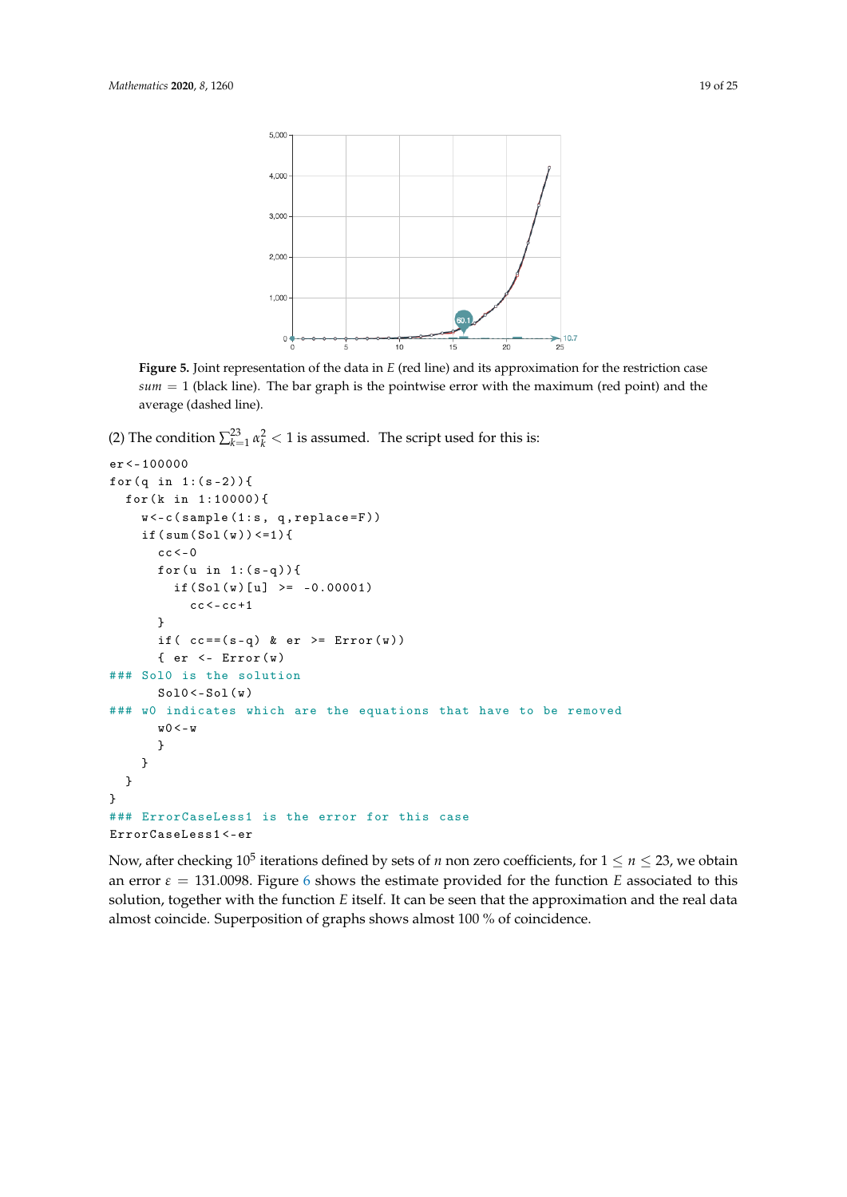**Figure 5.** Joint representation of the data in $E$ (red line) and its approximation for the restriction case $sum = 1$ (black line). The bar graph is the pointwise error with the maximum (red point) and the average (dashed line).

(2) The condition $\sum_{k=1}^{23} \alpha_k^2 < 1$ is assumed. The script used for this is:

```
er<-100000
for(q in 1:(s-2)){
  for(k in 1:10000){
    w<-c(sample(1:s, q,replace=F))
    if(sum(Sol(w))<=1){
      cc<-0
      for(u in 1:(s-q)){
        if(Sol(w)[u] >= -0.00001)
          cc<-cc+1
      }
      if( cc==(s-q) & er >= Error(w))
      { er <- Error(w)
### Sol0 is the solution
      Sol0<-Sol(w)
### w0 indicates which are the equations that have to be removed
      w0<-w
      }
    }
  }
}
### ErrorCaseLess1 is the error for this case
ErrorCaseLess1<-er
```

Now, after checking $10^5$ iterations defined by sets of $n$ non zero coefficients, for $1 \le n \le 23$, we obtain an error $\varepsilon = 131.0098$. Figure 6 shows the estimate provided for the function $E$ associated to this solution, together with the function $E$ itself. It can be seen that the approximation and the real data almost coincide. Superposition of graphs shows almost 100 % of coincidence.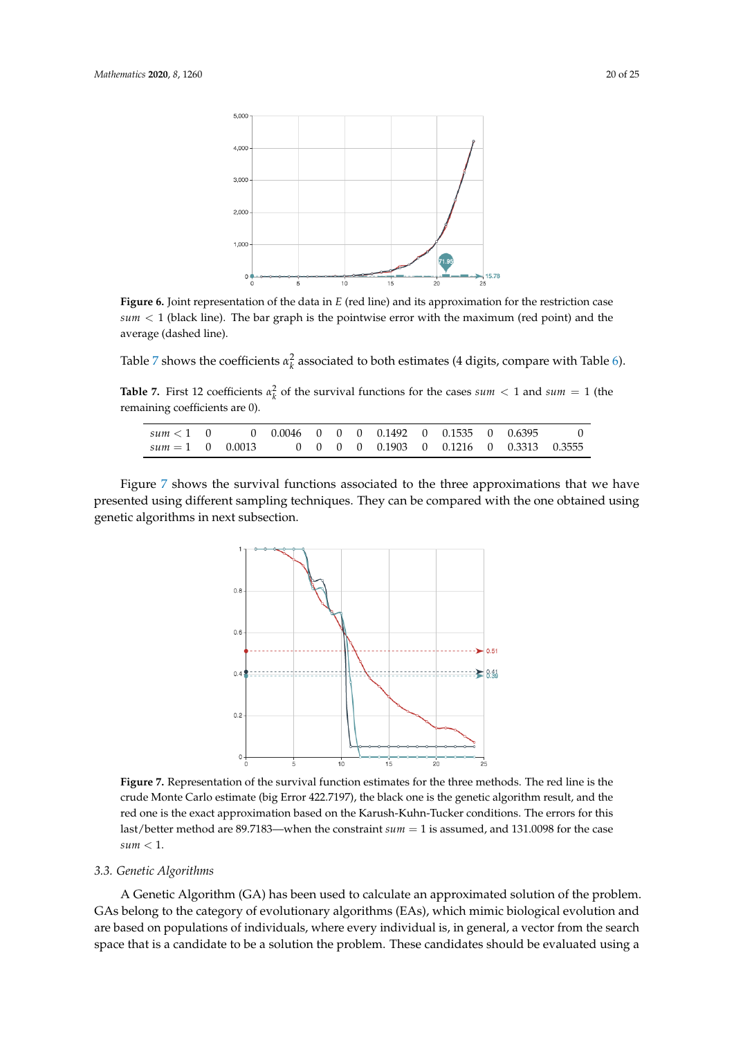**Figure 6.** Joint representation of the data in $E$ (red line) and its approximation for the restriction case $sum < 1$ (black line). The bar graph is the pointwise error with the maximum (red point) and the average (dashed line).

Table 7 shows the coefficients $\alpha_k^2$ associated to both estimates (4 digits, compare with Table 6).

**Table 7.** First 12 coefficients $\alpha_k^2$ of the survival functions for the cases $sum < 1$ and $sum = 1$ (the remaining coefficients are 0).

| | | | | | | | | | | | | |
|---|---|---|---|---|---|---|---|---|---|---|---|---|
| $sum < 1$ | 0 | 0 | 0.0046 | 0 | 0 | 0 | 0.1492 | 0 | 0.1535 | 0 | 0.6395 | 0 |
| $sum = 1$ | 0 | 0.0013 | 0 | 0 | 0 | 0 | 0.1903 | 0 | 0.1216 | 0 | 0.3313 | 0.3555 |

Figure 7 shows the survival functions associated to the three approximations that we have presented using different sampling techniques. They can be compared with the one obtained using genetic algorithms in next subsection.

**Figure 7.** Representation of the survival function estimates for the three methods. The red line is the crude Monte Carlo estimate (big Error 422.7197), the black one is the genetic algorithm result, and the red one is the exact approximation based on the Karush-Kuhn-Tucker conditions. The errors for this last/better method are 89.7183—when the constraint $sum = 1$ is assumed, and 131.0098 for the case $sum < 1$.

### 3.3. Genetic Algorithms

A Genetic Algorithm (GA) has been used to calculate an approximated solution of the problem. GAs belong to the category of evolutionary algorithms (EAs), which mimic biological evolution and are based on populations of individuals, where every individual is, in general, a vector from the search space that is a candidate to be a solution the problem. These candidates should be evaluated using a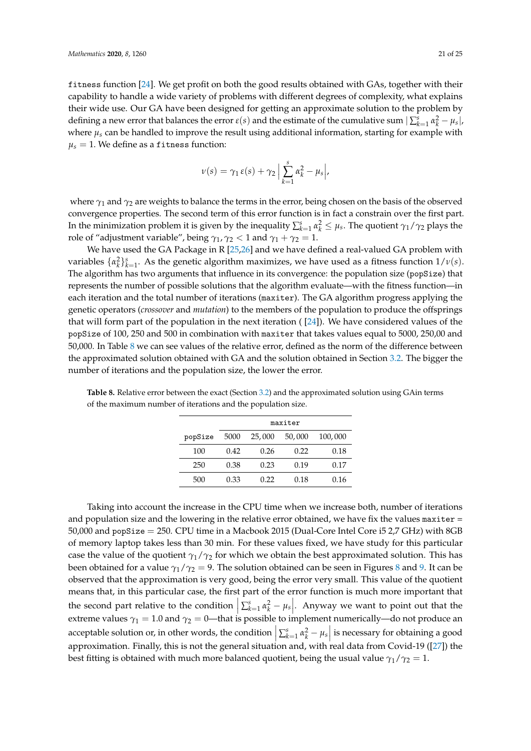fitness function [24]. We get profit on both the good results obtained with GAs, together with their capability to handle a wide variety of problems with different degrees of complexity, what explains their wide use. Our GA have been designed for getting an approximate solution to the problem by defining a new error that balances the error $\varepsilon(s)$ and the estimate of the cumulative sum $|\sum_{k=1}^{s} \alpha_k^2 - \mu_s|$, where $\mu_s$ can be handled to improve the result using additional information, starting for example with $\mu_s = 1$. We define as a fitness function:

$$\nu(s) = \gamma_1 \, \varepsilon(s) + \gamma_2 \left| \sum_{k=1}^{s} \alpha_k^2 - \mu_s \right|,$$

where $\gamma_1$ and $\gamma_2$ are weights to balance the terms in the error, being chosen on the basis of the observed convergence properties. The second term of this error function is in fact a constrain over the first part. In the minimization problem it is given by the inequality $\sum_{k=1}^{s} \alpha_k^2 \leq \mu_s$. The quotient $\gamma_1/\gamma_2$ plays the role of "adjustment variable", being $\gamma_1, \gamma_2 < 1$ and $\gamma_1 + \gamma_2 = 1$.

We have used the GA Package in R [25,26] and we have defined a real-valued GA problem with variables $\{\alpha_k^2\}_{k=1}^{s}$. As the genetic algorithm maximizes, we have used as a fitness function $1/\nu(s)$. The algorithm has two arguments that influence in its convergence: the population size (popSize) that represents the number of possible solutions that the algorithm evaluate—with the fitness function—in each iteration and the total number of iterations (maxiter). The GA algorithm progress applying the genetic operators (*crossover* and *mutation*) to the members of the population to produce the offsprings that will form part of the population in the next iteration ( [24]). We have considered values of the popSize of 100, 250 and 500 in combination with maxiter that takes values equal to 5000, 250,00 and 50,000. In Table 8 we can see values of the relative error, defined as the norm of the difference between the approximated solution obtained with GA and the solution obtained in Section 3.2. The bigger the number of iterations and the population size, the lower the error.

**Table 8.** Relative error between the exact (Section 3.2) and the approximated solution using GAin terms of the maximum number of iterations and the population size.

| | maxiter | | | |
|---|---|---|---|---|
| popSize | 5000 | 25,000 | 50,000 | 100,000 |
| 100 | 0.42 | 0.26 | 0.22 | 0.18 |
| 250 | 0.38 | 0.23 | 0.19 | 0.17 |
| 500 | 0.33 | 0.22 | 0.18 | 0.16 |

Taking into account the increase in the CPU time when we increase both, number of iterations and population size and the lowering in the relative error obtained, we have fix the values maxiter = 50,000 and popSize = 250. CPU time in a Macbook 2015 (Dual-Core Intel Core i5 2,7 GHz) with 8GB of memory laptop takes less than 30 min. For these values fixed, we have study for this particular case the value of the quotient $\gamma_1/\gamma_2$ for which we obtain the best approximated solution. This has been obtained for a value $\gamma_1/\gamma_2 = 9$. The solution obtained can be seen in Figures 8 and 9. It can be observed that the approximation is very good, being the error very small. This value of the quotient means that, in this particular case, the first part of the error function is much more important that the second part relative to the condition $\left| \sum_{k=1}^{s} \alpha_k^2 - \mu_s \right|$. Anyway we want to point out that the extreme values $\gamma_1 = 1.0$ and $\gamma_2 = 0$—that is possible to implement numerically—do not produce an acceptable solution or, in other words, the condition $\left| \sum_{k=1}^{s} \alpha_k^2 - \mu_s \right|$ is necessary for obtaining a good approximation. Finally, this is not the general situation and, with real data from Covid-19 ([27]) the best fitting is obtained with much more balanced quotient, being the usual value $\gamma_1/\gamma_2 = 1$.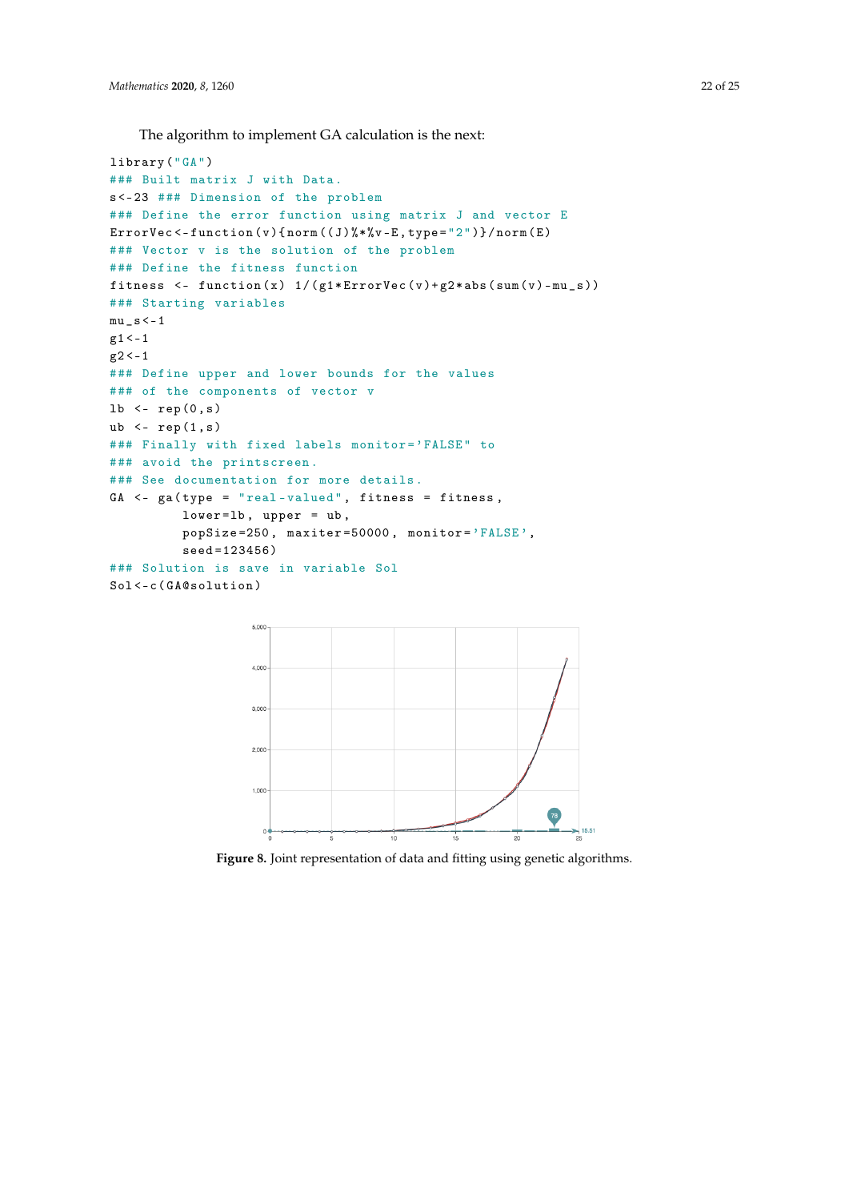The algorithm to implement GA calculation is the next:

```
library("GA")
### Built matrix J with Data.
s<-23 ### Dimension of the problem
### Define the error function using matrix J and vector E
ErrorVec<-function(v){norm((J)%*%v-E,type="2")}/norm(E)
### Vector v is the solution of the problem
### Define the fitness function
fitness <- function(x) 1/(g1*ErrorVec(v)+g2*abs(sum(v)-mu_s))
### Starting variables
mu_s<-1
g1<-1
g2<-1
### Define upper and lower bounds for the values
### of the components of vector v
lb <- rep(0,s)
ub <- rep(1,s)
### Finally with fixed labels monitor='FALSE" to
### avoid the printscreen.
### See documentation for more details.
GA <- ga(type = "real-valued", fitness = fitness,
          lower=lb, upper = ub,
          popSize=250, maxiter=50000, monitor='FALSE',
          seed=123456)
### Solution is save in variable Sol
Sol<-c(GA@solution)
```

**Figure 8.** Joint representation of data and fitting using genetic algorithms.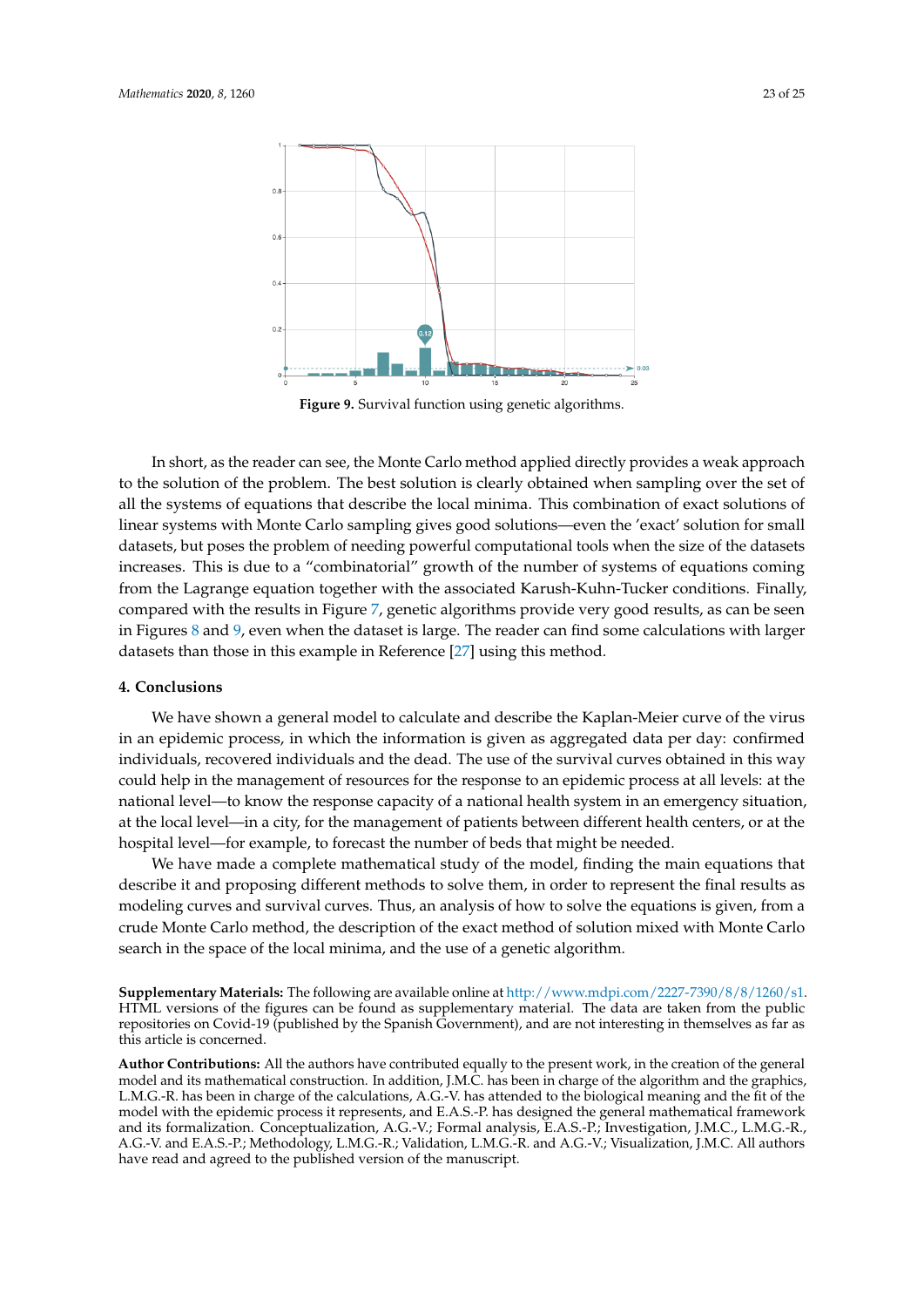**Figure 9.** Survival function using genetic algorithms.

In short, as the reader can see, the Monte Carlo method applied directly provides a weak approach to the solution of the problem. The best solution is clearly obtained when sampling over the set of all the systems of equations that describe the local minima. This combination of exact solutions of linear systems with Monte Carlo sampling gives good solutions—even the 'exact' solution for small datasets, but poses the problem of needing powerful computational tools when the size of the datasets increases. This is due to a "combinatorial" growth of the number of systems of equations coming from the Lagrange equation together with the associated Karush-Kuhn-Tucker conditions. Finally, compared with the results in Figure 7, genetic algorithms provide very good results, as can be seen in Figures 8 and 9, even when the dataset is large. The reader can find some calculations with larger datasets than those in this example in Reference [27] using this method.

## 4. Conclusions

We have shown a general model to calculate and describe the Kaplan-Meier curve of the virus in an epidemic process, in which the information is given as aggregated data per day: confirmed individuals, recovered individuals and the dead. The use of the survival curves obtained in this way could help in the management of resources for the response to an epidemic process at all levels: at the national level—to know the response capacity of a national health system in an emergency situation, at the local level—in a city, for the management of patients between different health centers, or at the hospital level—for example, to forecast the number of beds that might be needed.

We have made a complete mathematical study of the model, finding the main equations that describe it and proposing different methods to solve them, in order to represent the final results as modeling curves and survival curves. Thus, an analysis of how to solve the equations is given, from a crude Monte Carlo method, the description of the exact method of solution mixed with Monte Carlo search in the space of the local minima, and the use of a genetic algorithm.

**Supplementary Materials:** The following are available online at http://www.mdpi.com/2227-7390/8/8/1260/s1. HTML versions of the figures can be found as supplementary material. The data are taken from the public repositories on Covid-19 (published by the Spanish Government), and are not interesting in themselves as far as this article is concerned.

**Author Contributions:** All the authors have contributed equally to the present work, in the creation of the general model and its mathematical construction. In addition, J.M.C. has been in charge of the algorithm and the graphics, L.M.G.-R. has been in charge of the calculations, A.G.-V. has attended to the biological meaning and the fit of the model with the epidemic process it represents, and E.A.S.-P. has designed the general mathematical framework and its formalization. Conceptualization, A.G.-V.; Formal analysis, E.A.S.-P.; Investigation, J.M.C., L.M.G.-R., A.G.-V. and E.A.S.-P.; Methodology, L.M.G.-R.; Validation, L.M.G.-R. and A.G.-V.; Visualization, J.M.C. All authors have read and agreed to the published version of the manuscript.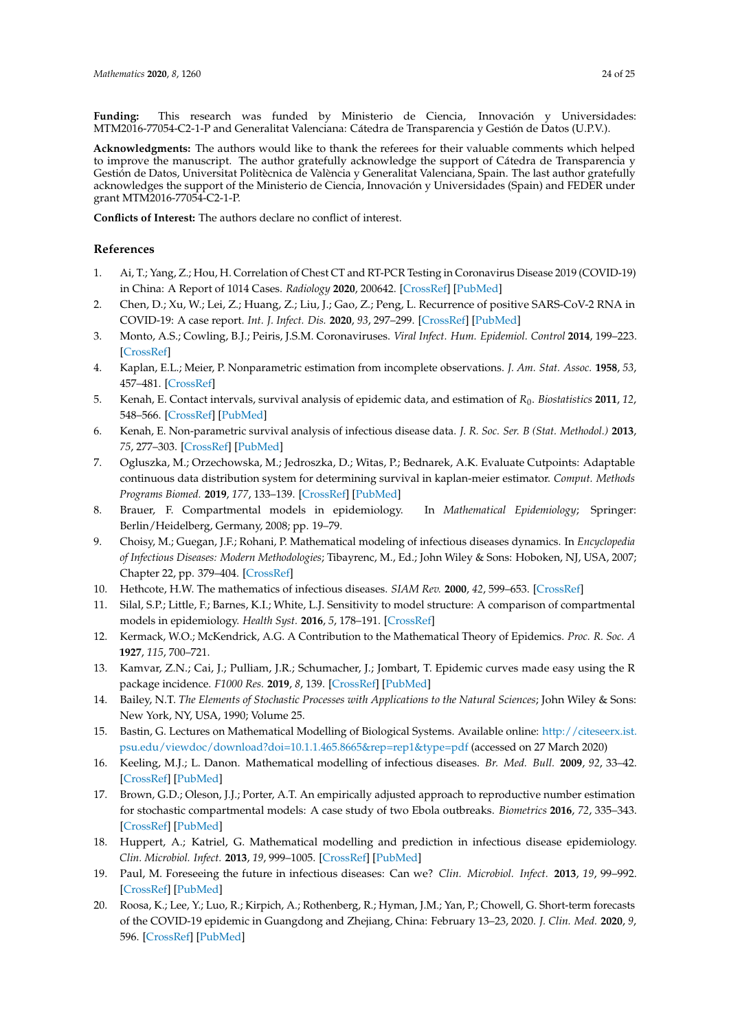**Funding:** This research was funded by Ministerio de Ciencia, Innovación y Universidades: MTM2016-77054-C2-1-P and Generalitat Valenciana: Cátedra de Transparencia y Gestión de Datos (U.P.V.).

**Acknowledgments:** The authors would like to thank the referees for their valuable comments which helped to improve the manuscript. The author gratefully acknowledge the support of Cátedra de Transparencia y Gestión de Datos, Universitat Politècnica de València y Generalitat Valenciana, Spain. The last author gratefully acknowledges the support of the Ministerio de Ciencia, Innovación y Universidades (Spain) and FEDER under grant MTM2016-77054-C2-1-P.

**Conflicts of Interest:** The authors declare no conflict of interest.

## References

1. Ai, T.; Yang, Z.; Hou, H. Correlation of Chest CT and RT-PCR Testing in Coronavirus Disease 2019 (COVID-19) in China: A Report of 1014 Cases. *Radiology* **2020**, 200642. [CrossRef] [PubMed]
2. Chen, D.; Xu, W.; Lei, Z.; Huang, Z.; Liu, J.; Gao, Z.; Peng, L. Recurrence of positive SARS-CoV-2 RNA in COVID-19: A case report. *Int. J. Infect. Dis.* **2020**, *93*, 297–299. [CrossRef] [PubMed]
3. Monto, A.S.; Cowling, B.J.; Peiris, J.S.M. Coronaviruses. *Viral Infect. Hum. Epidemiol. Control* **2014**, 199–223. [CrossRef]
4. Kaplan, E.L.; Meier, P. Nonparametric estimation from incomplete observations. *J. Am. Stat. Assoc.* **1958**, *53*, 457–481. [CrossRef]
5. Kenah, E. Contact intervals, survival analysis of epidemic data, and estimation of $R_0$. *Biostatistics* **2011**, *12*, 548–566. [CrossRef] [PubMed]
6. Kenah, E. Non-parametric survival analysis of infectious disease data. *J. R. Soc. Ser. B (Stat. Methodol.)* **2013**, *75*, 277–303. [CrossRef] [PubMed]
7. Ogluszka, M.; Orzechowska, M.; Jedroszka, D.; Witas, P.; Bednarek, A.K. Evaluate Cutpoints: Adaptable continuous data distribution system for determining survival in kaplan-meier estimator. *Comput. Methods Programs Biomed.* **2019**, *177*, 133–139. [CrossRef] [PubMed]
8. Brauer, F. Compartmental models in epidemiology. In *Mathematical Epidemiology*; Springer: Berlin/Heidelberg, Germany, 2008; pp. 19–79.
9. Choisy, M.; Guegan, J.F.; Rohani, P. Mathematical modeling of infectious diseases dynamics. In *Encyclopedia of Infectious Diseases: Modern Methodologies*; Tibayrenc, M., Ed.; John Wiley & Sons: Hoboken, NJ, USA, 2007; Chapter 22, pp. 379–404. [CrossRef]
10. Hethcote, H.W. The mathematics of infectious diseases. *SIAM Rev.* **2000**, *42*, 599–653. [CrossRef]
11. Silal, S.P.; Little, F.; Barnes, K.I.; White, L.J. Sensitivity to model structure: A comparison of compartmental models in epidemiology. *Health Syst.* **2016**, *5*, 178–191. [CrossRef]
12. Kermack, W.O.; McKendrick, A.G. A Contribution to the Mathematical Theory of Epidemics. *Proc. R. Soc. A* **1927**, *115*, 700–721.
13. Kamvar, Z.N.; Cai, J.; Pulliam, J.R.; Schumacher, J.; Jombart, T. Epidemic curves made easy using the R package incidence. *F1000 Res.* **2019**, *8*, 139. [CrossRef] [PubMed]
14. Bailey, N.T. *The Elements of Stochastic Processes with Applications to the Natural Sciences*; John Wiley & Sons: New York, NY, USA, 1990; Volume 25.
15. Bastin, G. Lectures on Mathematical Modelling of Biological Systems. Available online: http://citeseerx.ist.psu.edu/viewdoc/download?doi=10.1.1.465.8665&rep=rep1&type=pdf (accessed on 27 March 2020)
16. Keeling, M.J.; L. Danon. Mathematical modelling of infectious diseases. *Br. Med. Bull.* **2009**, *92*, 33–42. [CrossRef] [PubMed]
17. Brown, G.D.; Oleson, J.J.; Porter, A.T. An empirically adjusted approach to reproductive number estimation for stochastic compartmental models: A case study of two Ebola outbreaks. *Biometrics* **2016**, *72*, 335–343. [CrossRef] [PubMed]
18. Huppert, A.; Katriel, G. Mathematical modelling and prediction in infectious disease epidemiology. *Clin. Microbiol. Infect.* **2013**, *19*, 999–1005. [CrossRef] [PubMed]
19. Paul, M. Foreseeing the future in infectious diseases: Can we? *Clin. Microbiol. Infect.* **2013**, *19*, 99–992. [CrossRef] [PubMed]
20. Roosa, K.; Lee, Y.; Luo, R.; Kirpich, A.; Rothenberg, R.; Hyman, J.M.; Yan, P.; Chowell, G. Short-term forecasts of the COVID-19 epidemic in Guangdong and Zhejiang, China: February 13–23, 2020. *J. Clin. Med.* **2020**, *9*, 596. [CrossRef] [PubMed]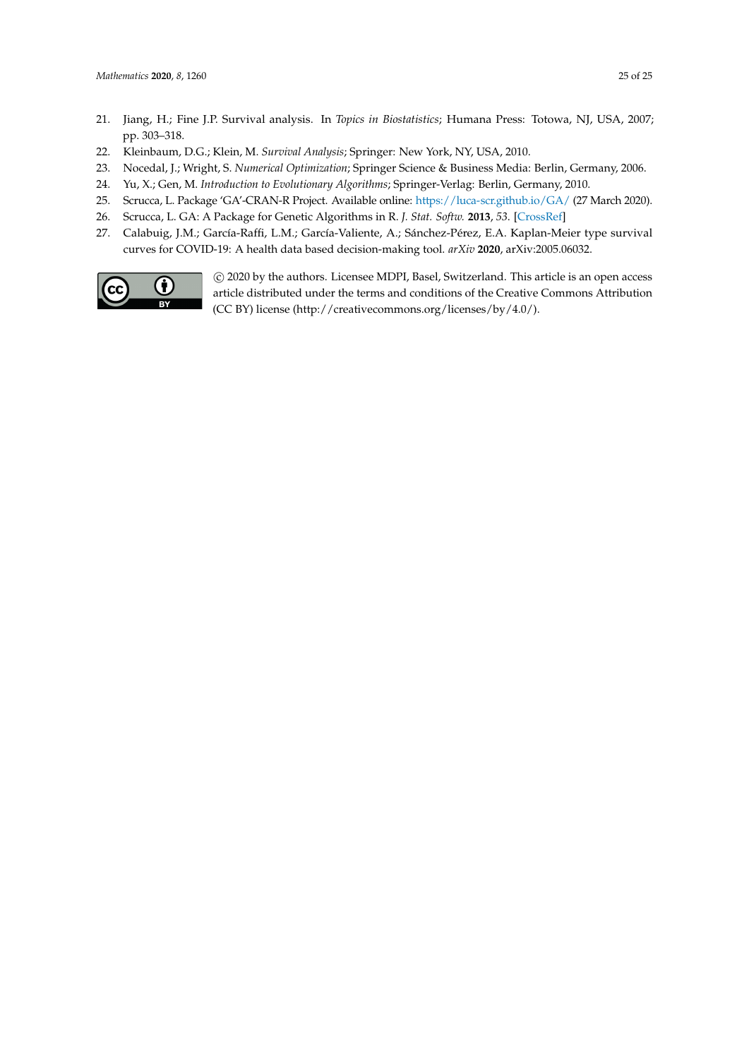21. Jiang, H.; Fine J.P. Survival analysis. In *Topics in Biostatistics*; Humana Press: Totowa, NJ, USA, 2007; pp. 303–318.
22. Kleinbaum, D.G.; Klein, M. *Survival Analysis*; Springer: New York, NY, USA, 2010.
23. Nocedal, J.; Wright, S. *Numerical Optimization*; Springer Science & Business Media: Berlin, Germany, 2006.
24. Yu, X.; Gen, M. *Introduction to Evolutionary Algorithms*; Springer-Verlag: Berlin, Germany, 2010.
25. Scrucca, L. Package 'GA'-CRAN-R Project. Available online: https://luca-scr.github.io/GA/ (27 March 2020).
26. Scrucca, L. GA: A Package for Genetic Algorithms in R. *J. Stat. Softw.* **2013**, *53*. [CrossRef]
27. Calabuig, J.M.; García-Raffi, L.M.; García-Valiente, A.; Sánchez-Pérez, E.A. Kaplan-Meier type survival curves for COVID-19: A health data based decision-making tool. *arXiv* **2020**, arXiv:2005.06032.

© 2020 by the authors. Licensee MDPI, Basel, Switzerland. This article is an open access article distributed under the terms and conditions of the Creative Commons Attribution (CC BY) license (http://creativecommons.org/licenses/by/4.0/).